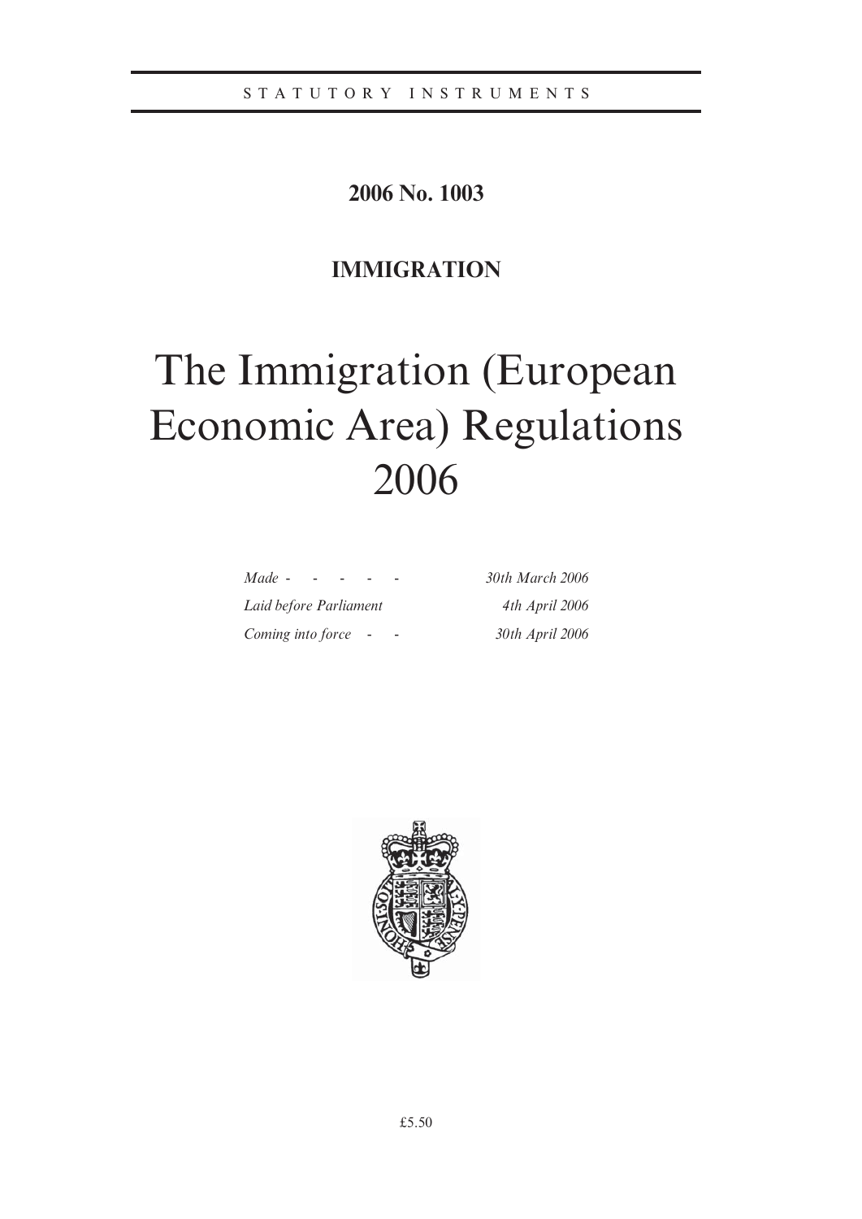STATUTORY INSTRUMENTS

**2006 No. 1003**

**IMMIGRATION**

# The Immigration (European Economic Area) Regulations 2006

| | |
|---|---|
| *Made* | *30th March 2006* |
| *Laid before Parliament* | *4th April 2006* |
| *Coming into force* | *30th April 2006* |

£5.50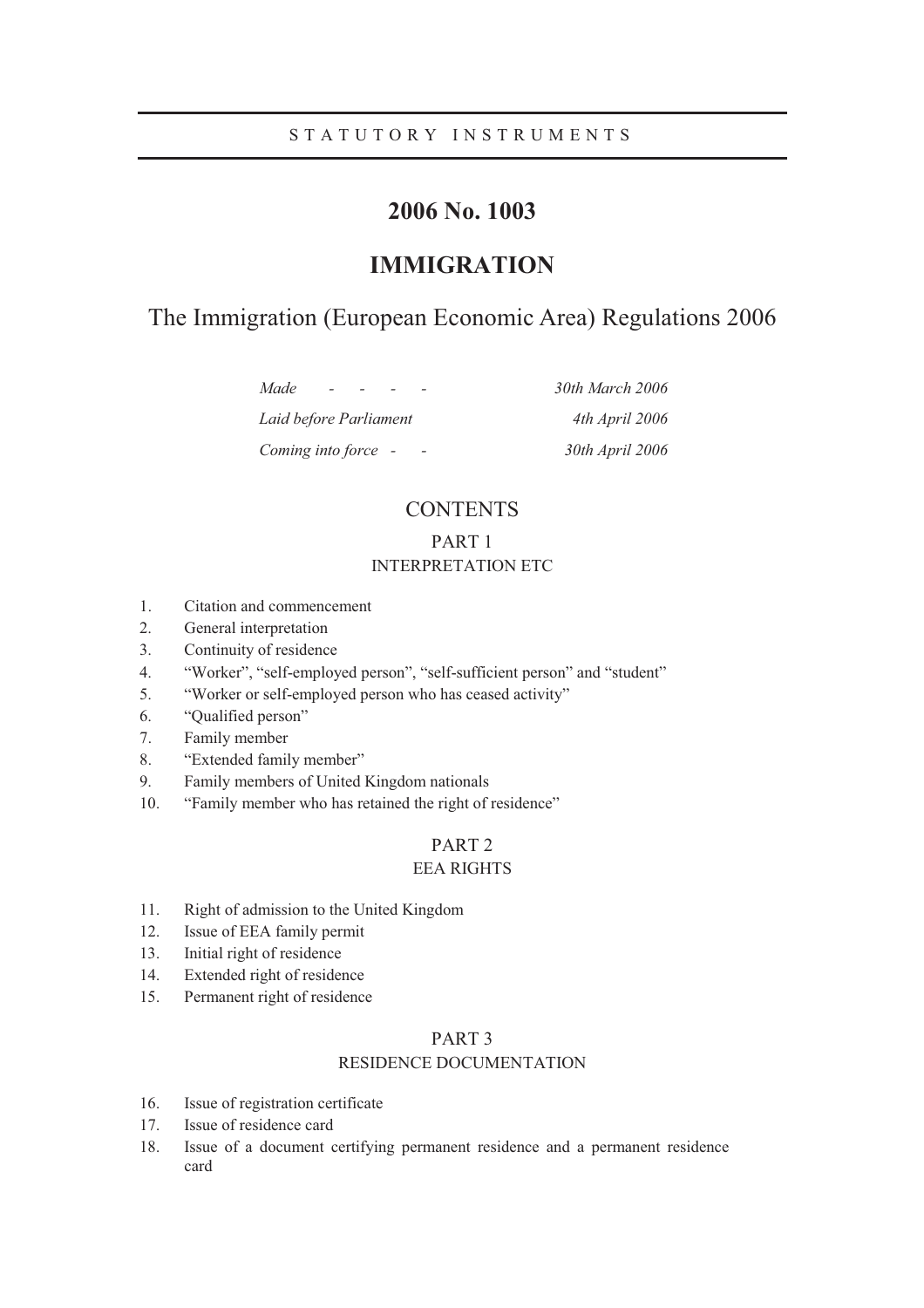STATUTORY INSTRUMENTS

# 2006 No. 1003

# IMMIGRATION

## The Immigration (European Economic Area) Regulations 2006

| | |
|---|---|
| *Made - - - - -* | *30th March 2006* |
| *Laid before Parliament* | *4th April 2006* |
| *Coming into force - -* | *30th April 2006* |

## CONTENTS

### PART 1
### INTERPRETATION ETC

1. Citation and commencement
2. General interpretation
3. Continuity of residence
4. "Worker", "self-employed person", "self-sufficient person" and "student"
5. "Worker or self-employed person who has ceased activity"
6. "Qualified person"
7. Family member
8. "Extended family member"
9. Family members of United Kingdom nationals
10. "Family member who has retained the right of residence"

### PART 2
### EEA RIGHTS

11. Right of admission to the United Kingdom
12. Issue of EEA family permit
13. Initial right of residence
14. Extended right of residence
15. Permanent right of residence

### PART 3
### RESIDENCE DOCUMENTATION

16. Issue of registration certificate
17. Issue of residence card
18. Issue of a document certifying permanent residence and a permanent residence card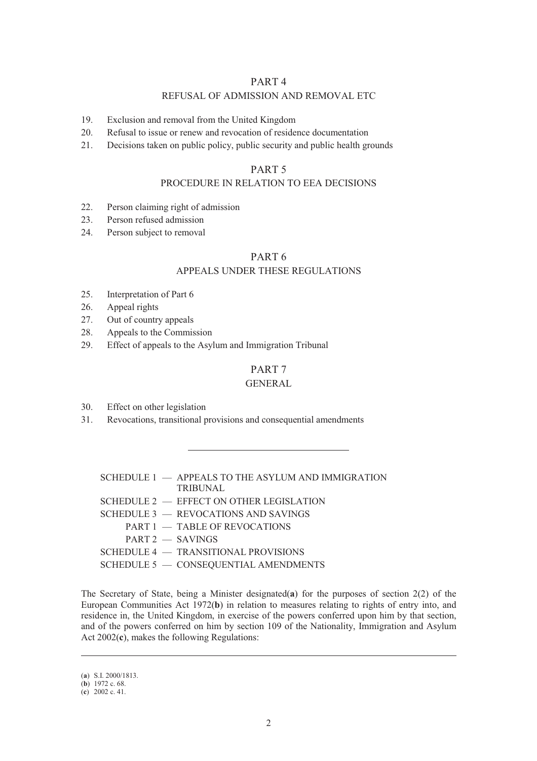## PART 4

### REFUSAL OF ADMISSION AND REMOVAL ETC

19. Exclusion and removal from the United Kingdom
20. Refusal to issue or renew and revocation of residence documentation
21. Decisions taken on public policy, public security and public health grounds

## PART 5

### PROCEDURE IN RELATION TO EEA DECISIONS

22. Person claiming right of admission
23. Person refused admission
24. Person subject to removal

## PART 6

### APPEALS UNDER THESE REGULATIONS

25. Interpretation of Part 6
26. Appeal rights
27. Out of country appeals
28. Appeals to the Commission
29. Effect of appeals to the Asylum and Immigration Tribunal

## PART 7

### GENERAL

30. Effect on other legislation
31. Revocations, transitional provisions and consequential amendments

---

SCHEDULE 1 — APPEALS TO THE ASYLUM AND IMMIGRATION TRIBUNAL
SCHEDULE 2 — EFFECT ON OTHER LEGISLATION
SCHEDULE 3 — REVOCATIONS AND SAVINGS
 PART 1 — TABLE OF REVOCATIONS
 PART 2 — SAVINGS
SCHEDULE 4 — TRANSITIONAL PROVISIONS
SCHEDULE 5 — CONSEQUENTIAL AMENDMENTS

The Secretary of State, being a Minister designated(**a**) for the purposes of section 2(2) of the European Communities Act 1972(**b**) in relation to measures relating to rights of entry into, and residence in, the United Kingdom, in exercise of the powers conferred upon him by that section, and of the powers conferred on him by section 109 of the Nationality, Immigration and Asylum Act 2002(**c**), makes the following Regulations:

---

(**a**) S.I. 2000/1813.
(**b**) 1972 c. 68.
(**c**) 2002 c. 41.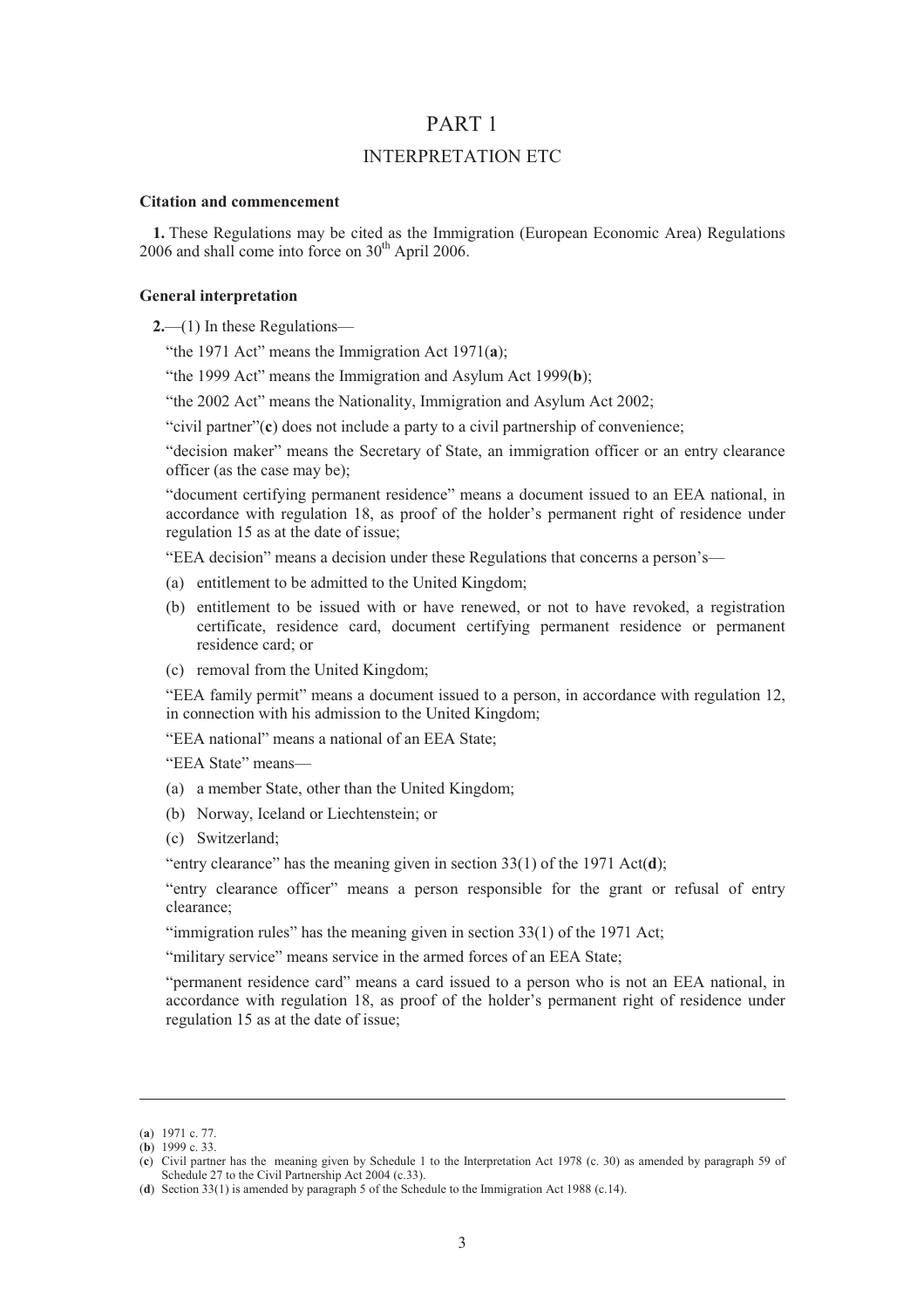# PART 1

## INTERPRETATION ETC

**Citation and commencement**

**1.** These Regulations may be cited as the Immigration (European Economic Area) Regulations 2006 and shall come into force on 30th April 2006.

**General interpretation**

**2.**—(1) In these Regulations—

"the 1971 Act" means the Immigration Act 1971(**a**);

"the 1999 Act" means the Immigration and Asylum Act 1999(**b**);

"the 2002 Act" means the Nationality, Immigration and Asylum Act 2002;

"civil partner"(**c**) does not include a party to a civil partnership of convenience;

"decision maker" means the Secretary of State, an immigration officer or an entry clearance officer (as the case may be);

"document certifying permanent residence" means a document issued to an EEA national, in accordance with regulation 18, as proof of the holder's permanent right of residence under regulation 15 as at the date of issue;

"EEA decision" means a decision under these Regulations that concerns a person's—

(a) entitlement to be admitted to the United Kingdom;

(b) entitlement to be issued with or have renewed, or not to have revoked, a registration certificate, residence card, document certifying permanent residence or permanent residence card; or

(c) removal from the United Kingdom;

"EEA family permit" means a document issued to a person, in accordance with regulation 12, in connection with his admission to the United Kingdom;

"EEA national" means a national of an EEA State;

"EEA State" means—

(a) a member State, other than the United Kingdom;

(b) Norway, Iceland or Liechtenstein; or

(c) Switzerland;

"entry clearance" has the meaning given in section 33(1) of the 1971 Act(**d**);

"entry clearance officer" means a person responsible for the grant or refusal of entry clearance;

"immigration rules" has the meaning given in section 33(1) of the 1971 Act;

"military service" means service in the armed forces of an EEA State;

"permanent residence card" means a card issued to a person who is not an EEA national, in accordance with regulation 18, as proof of the holder's permanent right of residence under regulation 15 as at the date of issue;

---

(**a**) 1971 c. 77.

(**b**) 1999 c. 33.

(**c**) Civil partner has the meaning given by Schedule 1 to the Interpretation Act 1978 (c. 30) as amended by paragraph 59 of Schedule 27 to the Civil Partnership Act 2004 (c.33).

(**d**) Section 33(1) is amended by paragraph 5 of the Schedule to the Immigration Act 1988 (c.14).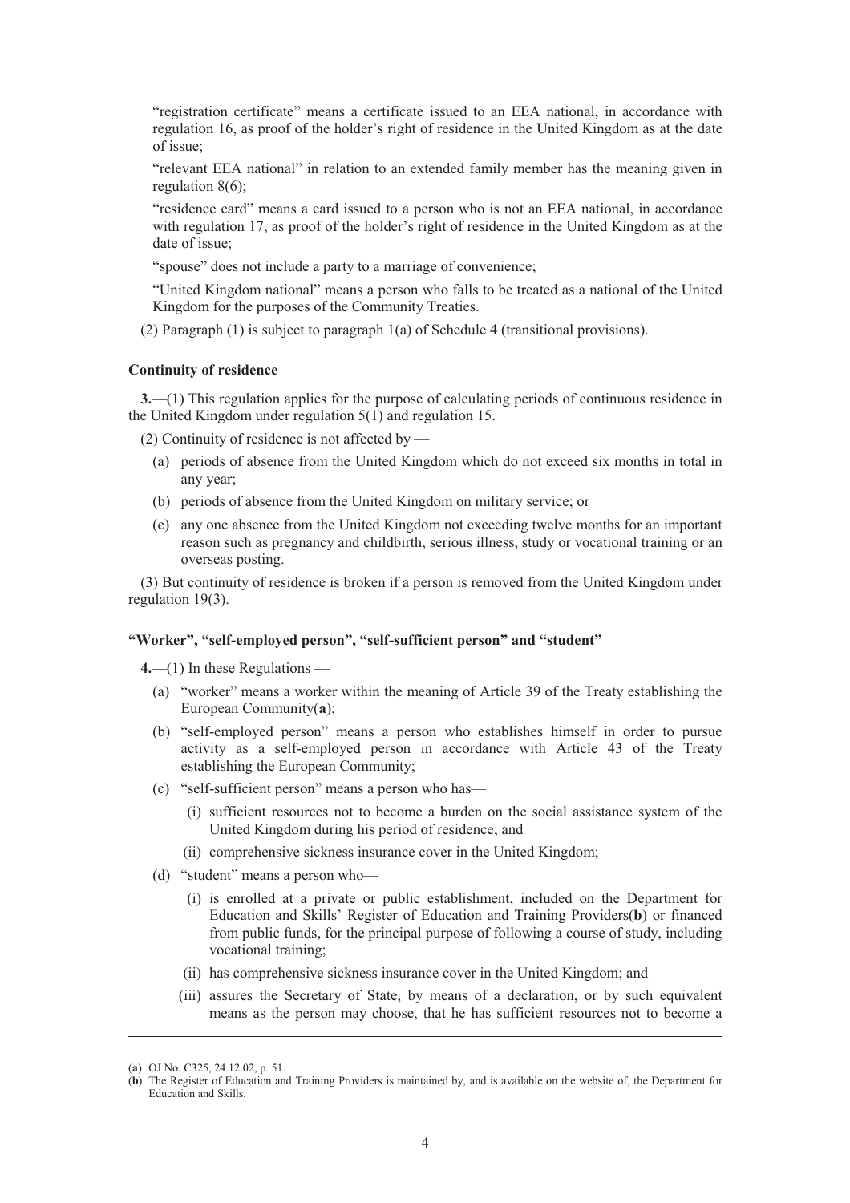"registration certificate" means a certificate issued to an EEA national, in accordance with regulation 16, as proof of the holder's right of residence in the United Kingdom as at the date of issue;

"relevant EEA national" in relation to an extended family member has the meaning given in regulation 8(6);

"residence card" means a card issued to a person who is not an EEA national, in accordance with regulation 17, as proof of the holder's right of residence in the United Kingdom as at the date of issue;

"spouse" does not include a party to a marriage of convenience;

"United Kingdom national" means a person who falls to be treated as a national of the United Kingdom for the purposes of the Community Treaties.

(2) Paragraph (1) is subject to paragraph 1(a) of Schedule 4 (transitional provisions).

### Continuity of residence

**3.**—(1) This regulation applies for the purpose of calculating periods of continuous residence in the United Kingdom under regulation 5(1) and regulation 15.

(2) Continuity of residence is not affected by —

- (a) periods of absence from the United Kingdom which do not exceed six months in total in any year;
- (b) periods of absence from the United Kingdom on military service; or
- (c) any one absence from the United Kingdom not exceeding twelve months for an important reason such as pregnancy and childbirth, serious illness, study or vocational training or an overseas posting.

(3) But continuity of residence is broken if a person is removed from the United Kingdom under regulation 19(3).

### "Worker", "self-employed person", "self-sufficient person" and "student"

**4.**—(1) In these Regulations —

- (a) "worker" means a worker within the meaning of Article 39 of the Treaty establishing the European Community(**a**);
- (b) "self-employed person" means a person who establishes himself in order to pursue activity as a self-employed person in accordance with Article 43 of the Treaty establishing the European Community;
- (c) "self-sufficient person" means a person who has—
  - (i) sufficient resources not to become a burden on the social assistance system of the United Kingdom during his period of residence; and
  - (ii) comprehensive sickness insurance cover in the United Kingdom;
- (d) "student" means a person who—
  - (i) is enrolled at a private or public establishment, included on the Department for Education and Skills' Register of Education and Training Providers(**b**) or financed from public funds, for the principal purpose of following a course of study, including vocational training;
  - (ii) has comprehensive sickness insurance cover in the United Kingdom; and
  - (iii) assures the Secretary of State, by means of a declaration, or by such equivalent means as the person may choose, that he has sufficient resources not to become a

---

(**a**) OJ No. C325, 24.12.02, p. 51.

(**b**) The Register of Education and Training Providers is maintained by, and is available on the website of, the Department for Education and Skills.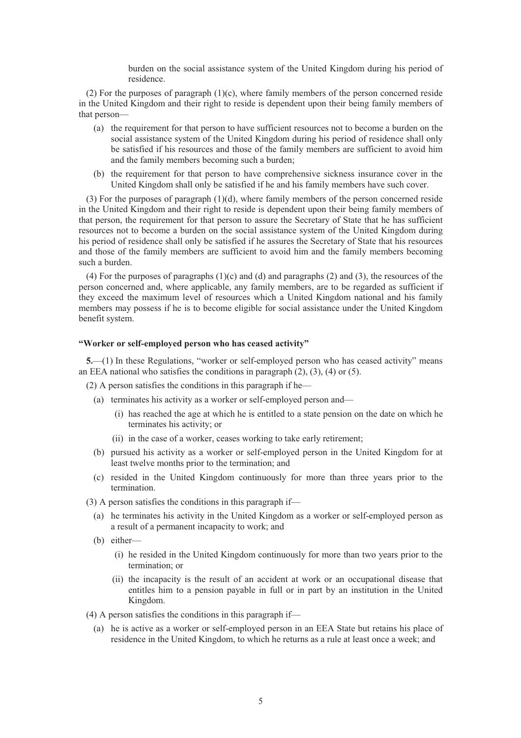burden on the social assistance system of the United Kingdom during his period of residence.

(2) For the purposes of paragraph (1)(c), where family members of the person concerned reside in the United Kingdom and their right to reside is dependent upon their being family members of that person—

- (a) the requirement for that person to have sufficient resources not to become a burden on the social assistance system of the United Kingdom during his period of residence shall only be satisfied if his resources and those of the family members are sufficient to avoid him and the family members becoming such a burden;
- (b) the requirement for that person to have comprehensive sickness insurance cover in the United Kingdom shall only be satisfied if he and his family members have such cover.

(3) For the purposes of paragraph (1)(d), where family members of the person concerned reside in the United Kingdom and their right to reside is dependent upon their being family members of that person, the requirement for that person to assure the Secretary of State that he has sufficient resources not to become a burden on the social assistance system of the United Kingdom during his period of residence shall only be satisfied if he assures the Secretary of State that his resources and those of the family members are sufficient to avoid him and the family members becoming such a burden.

(4) For the purposes of paragraphs (1)(c) and (d) and paragraphs (2) and (3), the resources of the person concerned and, where applicable, any family members, are to be regarded as sufficient if they exceed the maximum level of resources which a United Kingdom national and his family members may possess if he is to become eligible for social assistance under the United Kingdom benefit system.

### "Worker or self-employed person who has ceased activity"

**5.**—(1) In these Regulations, "worker or self-employed person who has ceased activity" means an EEA national who satisfies the conditions in paragraph (2), (3), (4) or (5).

(2) A person satisfies the conditions in this paragraph if he—

- (a) terminates his activity as a worker or self-employed person and—
  - (i) has reached the age at which he is entitled to a state pension on the date on which he terminates his activity; or
  - (ii) in the case of a worker, ceases working to take early retirement;
- (b) pursued his activity as a worker or self-employed person in the United Kingdom for at least twelve months prior to the termination; and
- (c) resided in the United Kingdom continuously for more than three years prior to the termination.

(3) A person satisfies the conditions in this paragraph if—

- (a) he terminates his activity in the United Kingdom as a worker or self-employed person as a result of a permanent incapacity to work; and
- (b) either—
  - (i) he resided in the United Kingdom continuously for more than two years prior to the termination; or
  - (ii) the incapacity is the result of an accident at work or an occupational disease that entitles him to a pension payable in full or in part by an institution in the United Kingdom.

(4) A person satisfies the conditions in this paragraph if—

- (a) he is active as a worker or self-employed person in an EEA State but retains his place of residence in the United Kingdom, to which he returns as a rule at least once a week; and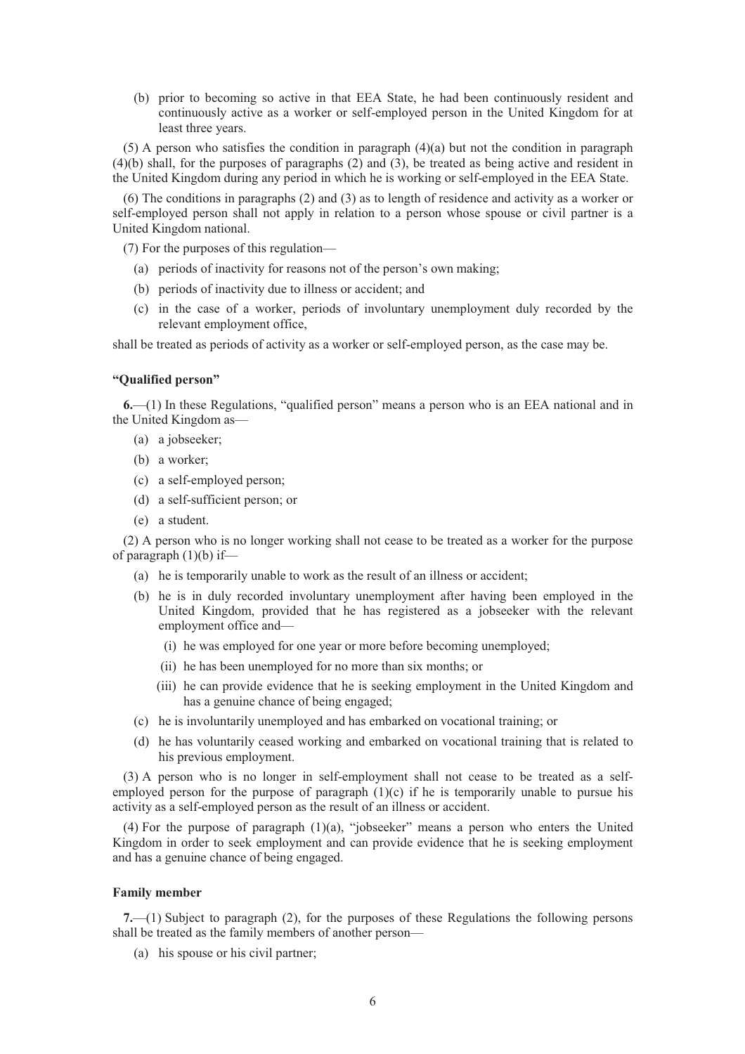(b) prior to becoming so active in that EEA State, he had been continuously resident and continuously active as a worker or self-employed person in the United Kingdom for at least three years.

(5) A person who satisfies the condition in paragraph (4)(a) but not the condition in paragraph (4)(b) shall, for the purposes of paragraphs (2) and (3), be treated as being active and resident in the United Kingdom during any period in which he is working or self-employed in the EEA State.

(6) The conditions in paragraphs (2) and (3) as to length of residence and activity as a worker or self-employed person shall not apply in relation to a person whose spouse or civil partner is a United Kingdom national.

(7) For the purposes of this regulation—

- (a) periods of inactivity for reasons not of the person's own making;
- (b) periods of inactivity due to illness or accident; and
- (c) in the case of a worker, periods of involuntary unemployment duly recorded by the relevant employment office,

shall be treated as periods of activity as a worker or self-employed person, as the case may be.

**"Qualified person"**

**6.**—(1) In these Regulations, "qualified person" means a person who is an EEA national and in the United Kingdom as—

- (a) a jobseeker;
- (b) a worker;
- (c) a self-employed person;
- (d) a self-sufficient person; or
- (e) a student.

(2) A person who is no longer working shall not cease to be treated as a worker for the purpose of paragraph (1)(b) if—

- (a) he is temporarily unable to work as the result of an illness or accident;
- (b) he is in duly recorded involuntary unemployment after having been employed in the United Kingdom, provided that he has registered as a jobseeker with the relevant employment office and—
  - (i) he was employed for one year or more before becoming unemployed;
  - (ii) he has been unemployed for no more than six months; or
  - (iii) he can provide evidence that he is seeking employment in the United Kingdom and has a genuine chance of being engaged;
- (c) he is involuntarily unemployed and has embarked on vocational training; or
- (d) he has voluntarily ceased working and embarked on vocational training that is related to his previous employment.

(3) A person who is no longer in self-employment shall not cease to be treated as a self-employed person for the purpose of paragraph (1)(c) if he is temporarily unable to pursue his activity as a self-employed person as the result of an illness or accident.

(4) For the purpose of paragraph (1)(a), "jobseeker" means a person who enters the United Kingdom in order to seek employment and can provide evidence that he is seeking employment and has a genuine chance of being engaged.

**Family member**

**7.**—(1) Subject to paragraph (2), for the purposes of these Regulations the following persons shall be treated as the family members of another person—

- (a) his spouse or his civil partner;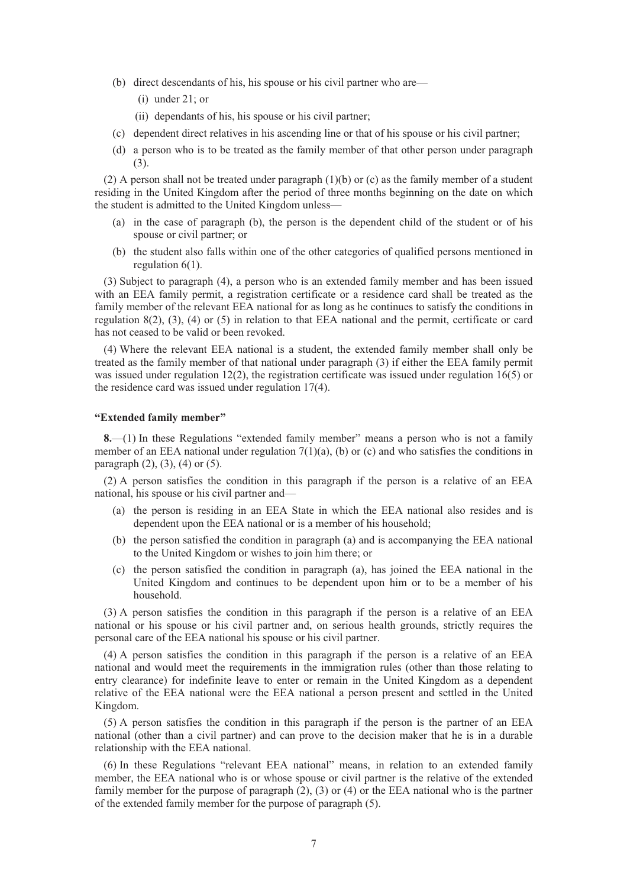(b) direct descendants of his, his spouse or his civil partner who are—

  (i) under 21; or

  (ii) dependants of his, his spouse or his civil partner;

(c) dependent direct relatives in his ascending line or that of his spouse or his civil partner;

(d) a person who is to be treated as the family member of that other person under paragraph (3).

(2) A person shall not be treated under paragraph (1)(b) or (c) as the family member of a student residing in the United Kingdom after the period of three months beginning on the date on which the student is admitted to the United Kingdom unless—

(a) in the case of paragraph (b), the person is the dependent child of the student or of his spouse or civil partner; or

(b) the student also falls within one of the other categories of qualified persons mentioned in regulation 6(1).

(3) Subject to paragraph (4), a person who is an extended family member and has been issued with an EEA family permit, a registration certificate or a residence card shall be treated as the family member of the relevant EEA national for as long as he continues to satisfy the conditions in regulation 8(2), (3), (4) or (5) in relation to that EEA national and the permit, certificate or card has not ceased to be valid or been revoked.

(4) Where the relevant EEA national is a student, the extended family member shall only be treated as the family member of that national under paragraph (3) if either the EEA family permit was issued under regulation 12(2), the registration certificate was issued under regulation 16(5) or the residence card was issued under regulation 17(4).

**"Extended family member"**

**8.**—(1) In these Regulations "extended family member" means a person who is not a family member of an EEA national under regulation 7(1)(a), (b) or (c) and who satisfies the conditions in paragraph (2), (3), (4) or (5).

(2) A person satisfies the condition in this paragraph if the person is a relative of an EEA national, his spouse or his civil partner and—

(a) the person is residing in an EEA State in which the EEA national also resides and is dependent upon the EEA national or is a member of his household;

(b) the person satisfied the condition in paragraph (a) and is accompanying the EEA national to the United Kingdom or wishes to join him there; or

(c) the person satisfied the condition in paragraph (a), has joined the EEA national in the United Kingdom and continues to be dependent upon him or to be a member of his household.

(3) A person satisfies the condition in this paragraph if the person is a relative of an EEA national or his spouse or his civil partner and, on serious health grounds, strictly requires the personal care of the EEA national his spouse or his civil partner.

(4) A person satisfies the condition in this paragraph if the person is a relative of an EEA national and would meet the requirements in the immigration rules (other than those relating to entry clearance) for indefinite leave to enter or remain in the United Kingdom as a dependent relative of the EEA national were the EEA national a person present and settled in the United Kingdom.

(5) A person satisfies the condition in this paragraph if the person is the partner of an EEA national (other than a civil partner) and can prove to the decision maker that he is in a durable relationship with the EEA national.

(6) In these Regulations "relevant EEA national" means, in relation to an extended family member, the EEA national who is or whose spouse or civil partner is the relative of the extended family member for the purpose of paragraph (2), (3) or (4) or the EEA national who is the partner of the extended family member for the purpose of paragraph (5).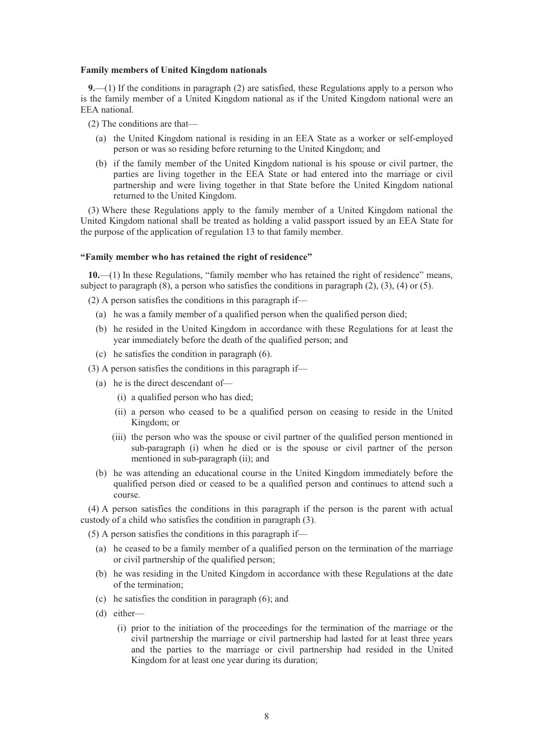**Family members of United Kingdom nationals**

**9.**—(1) If the conditions in paragraph (2) are satisfied, these Regulations apply to a person who is the family member of a United Kingdom national as if the United Kingdom national were an EEA national.

(2) The conditions are that—

(a) the United Kingdom national is residing in an EEA State as a worker or self-employed person or was so residing before returning to the United Kingdom; and

(b) if the family member of the United Kingdom national is his spouse or civil partner, the parties are living together in the EEA State or had entered into the marriage or civil partnership and were living together in that State before the United Kingdom national returned to the United Kingdom.

(3) Where these Regulations apply to the family member of a United Kingdom national the United Kingdom national shall be treated as holding a valid passport issued by an EEA State for the purpose of the application of regulation 13 to that family member.

**"Family member who has retained the right of residence"**

**10.**—(1) In these Regulations, "family member who has retained the right of residence" means, subject to paragraph (8), a person who satisfies the conditions in paragraph (2), (3), (4) or (5).

(2) A person satisfies the conditions in this paragraph if—

(a) he was a family member of a qualified person when the qualified person died;

(b) he resided in the United Kingdom in accordance with these Regulations for at least the year immediately before the death of the qualified person; and

(c) he satisfies the condition in paragraph (6).

(3) A person satisfies the conditions in this paragraph if—

(a) he is the direct descendant of—

(i) a qualified person who has died;

(ii) a person who ceased to be a qualified person on ceasing to reside in the United Kingdom; or

(iii) the person who was the spouse or civil partner of the qualified person mentioned in sub-paragraph (i) when he died or is the spouse or civil partner of the person mentioned in sub-paragraph (ii); and

(b) he was attending an educational course in the United Kingdom immediately before the qualified person died or ceased to be a qualified person and continues to attend such a course.

(4) A person satisfies the conditions in this paragraph if the person is the parent with actual custody of a child who satisfies the condition in paragraph (3).

(5) A person satisfies the conditions in this paragraph if—

(a) he ceased to be a family member of a qualified person on the termination of the marriage or civil partnership of the qualified person;

(b) he was residing in the United Kingdom in accordance with these Regulations at the date of the termination;

(c) he satisfies the condition in paragraph (6); and

(d) either—

(i) prior to the initiation of the proceedings for the termination of the marriage or the civil partnership the marriage or civil partnership had lasted for at least three years and the parties to the marriage or civil partnership had resided in the United Kingdom for at least one year during its duration;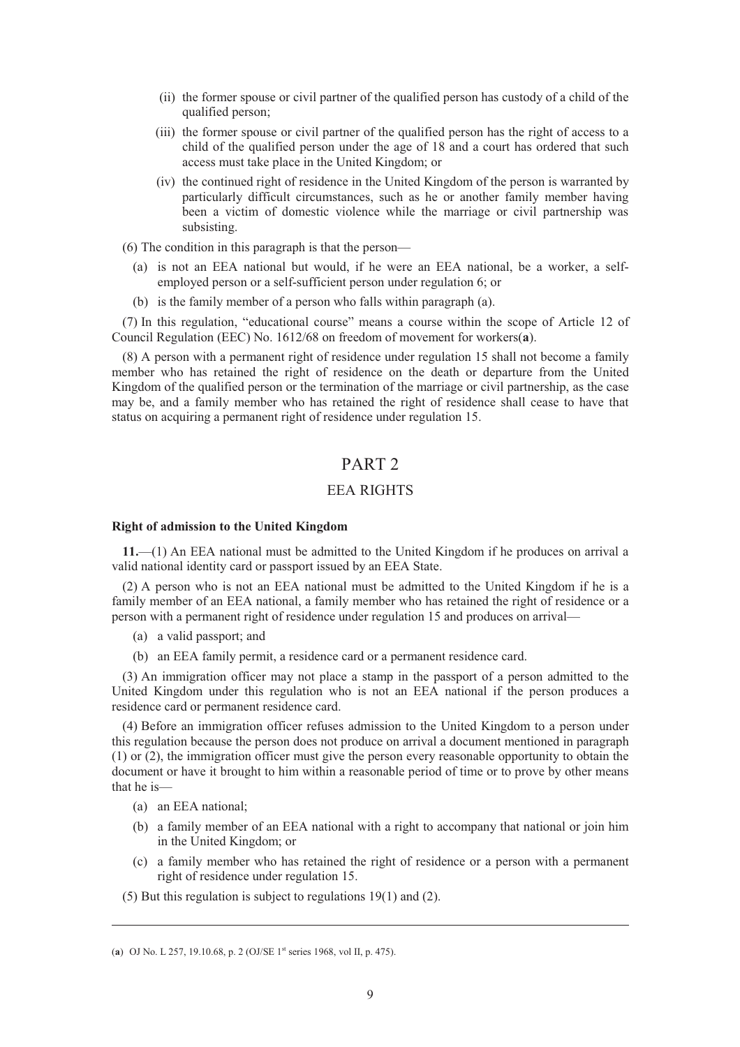(ii) the former spouse or civil partner of the qualified person has custody of a child of the qualified person;

(iii) the former spouse or civil partner of the qualified person has the right of access to a child of the qualified person under the age of 18 and a court has ordered that such access must take place in the United Kingdom; or

(iv) the continued right of residence in the United Kingdom of the person is warranted by particularly difficult circumstances, such as he or another family member having been a victim of domestic violence while the marriage or civil partnership was subsisting.

(6) The condition in this paragraph is that the person—

(a) is not an EEA national but would, if he were an EEA national, be a worker, a self-employed person or a self-sufficient person under regulation 6; or

(b) is the family member of a person who falls within paragraph (a).

(7) In this regulation, "educational course" means a course within the scope of Article 12 of Council Regulation (EEC) No. 1612/68 on freedom of movement for workers([a]).

(8) A person with a permanent right of residence under regulation 15 shall not become a family member who has retained the right of residence on the death or departure from the United Kingdom of the qualified person or the termination of the marriage or civil partnership, as the case may be, and a family member who has retained the right of residence shall cease to have that status on acquiring a permanent right of residence under regulation 15.

## PART 2

## EEA RIGHTS

**Right of admission to the United Kingdom**

**11.**—(1) An EEA national must be admitted to the United Kingdom if he produces on arrival a valid national identity card or passport issued by an EEA State.

(2) A person who is not an EEA national must be admitted to the United Kingdom if he is a family member of an EEA national, a family member who has retained the right of residence or a person with a permanent right of residence under regulation 15 and produces on arrival—

(a) a valid passport; and

(b) an EEA family permit, a residence card or a permanent residence card.

(3) An immigration officer may not place a stamp in the passport of a person admitted to the United Kingdom under this regulation who is not an EEA national if the person produces a residence card or permanent residence card.

(4) Before an immigration officer refuses admission to the United Kingdom to a person under this regulation because the person does not produce on arrival a document mentioned in paragraph (1) or (2), the immigration officer must give the person every reasonable opportunity to obtain the document or have it brought to him within a reasonable period of time or to prove by other means that he is—

(a) an EEA national;

(b) a family member of an EEA national with a right to accompany that national or join him in the United Kingdom; or

(c) a family member who has retained the right of residence or a person with a permanent right of residence under regulation 15.

(5) But this regulation is subject to regulations 19(1) and (2).

---

(**a**) OJ No. L 257, 19.10.68, p. 2 (OJ/SE 1st series 1968, vol II, p. 475).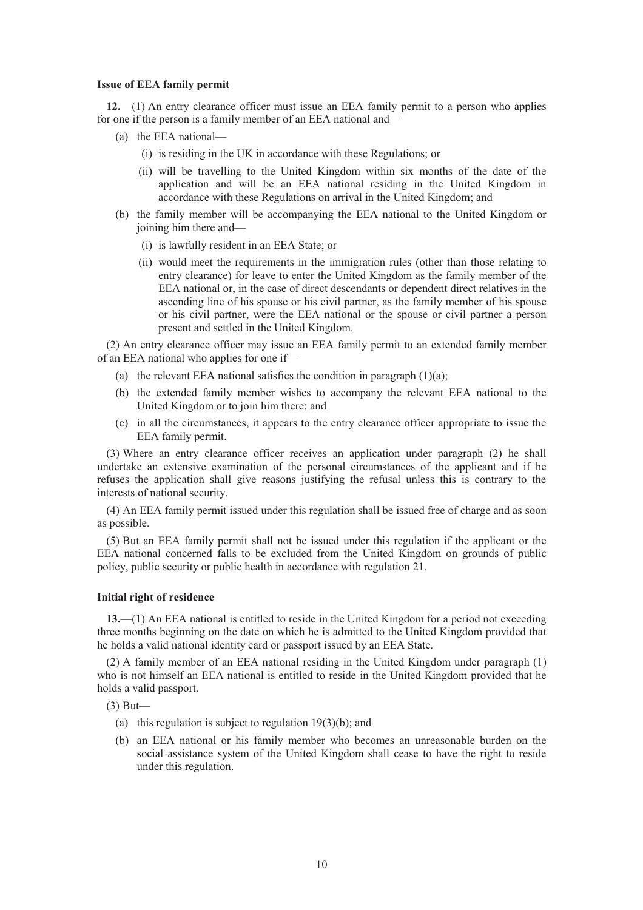**Issue of EEA family permit**

**12.**—(1) An entry clearance officer must issue an EEA family permit to a person who applies for one if the person is a family member of an EEA national and—

- (a) the EEA national—
  - (i) is residing in the UK in accordance with these Regulations; or
  - (ii) will be travelling to the United Kingdom within six months of the date of the application and will be an EEA national residing in the United Kingdom in accordance with these Regulations on arrival in the United Kingdom; and
- (b) the family member will be accompanying the EEA national to the United Kingdom or joining him there and—
  - (i) is lawfully resident in an EEA State; or
  - (ii) would meet the requirements in the immigration rules (other than those relating to entry clearance) for leave to enter the United Kingdom as the family member of the EEA national or, in the case of direct descendants or dependent direct relatives in the ascending line of his spouse or his civil partner, as the family member of his spouse or his civil partner, were the EEA national or the spouse or civil partner a person present and settled in the United Kingdom.

(2) An entry clearance officer may issue an EEA family permit to an extended family member of an EEA national who applies for one if—

- (a) the relevant EEA national satisfies the condition in paragraph (1)(a);
- (b) the extended family member wishes to accompany the relevant EEA national to the United Kingdom or to join him there; and
- (c) in all the circumstances, it appears to the entry clearance officer appropriate to issue the EEA family permit.

(3) Where an entry clearance officer receives an application under paragraph (2) he shall undertake an extensive examination of the personal circumstances of the applicant and if he refuses the application shall give reasons justifying the refusal unless this is contrary to the interests of national security.

(4) An EEA family permit issued under this regulation shall be issued free of charge and as soon as possible.

(5) But an EEA family permit shall not be issued under this regulation if the applicant or the EEA national concerned falls to be excluded from the United Kingdom on grounds of public policy, public security or public health in accordance with regulation 21.

**Initial right of residence**

**13.**—(1) An EEA national is entitled to reside in the United Kingdom for a period not exceeding three months beginning on the date on which he is admitted to the United Kingdom provided that he holds a valid national identity card or passport issued by an EEA State.

(2) A family member of an EEA national residing in the United Kingdom under paragraph (1) who is not himself an EEA national is entitled to reside in the United Kingdom provided that he holds a valid passport.

(3) But—

- (a) this regulation is subject to regulation 19(3)(b); and
- (b) an EEA national or his family member who becomes an unreasonable burden on the social assistance system of the United Kingdom shall cease to have the right to reside under this regulation.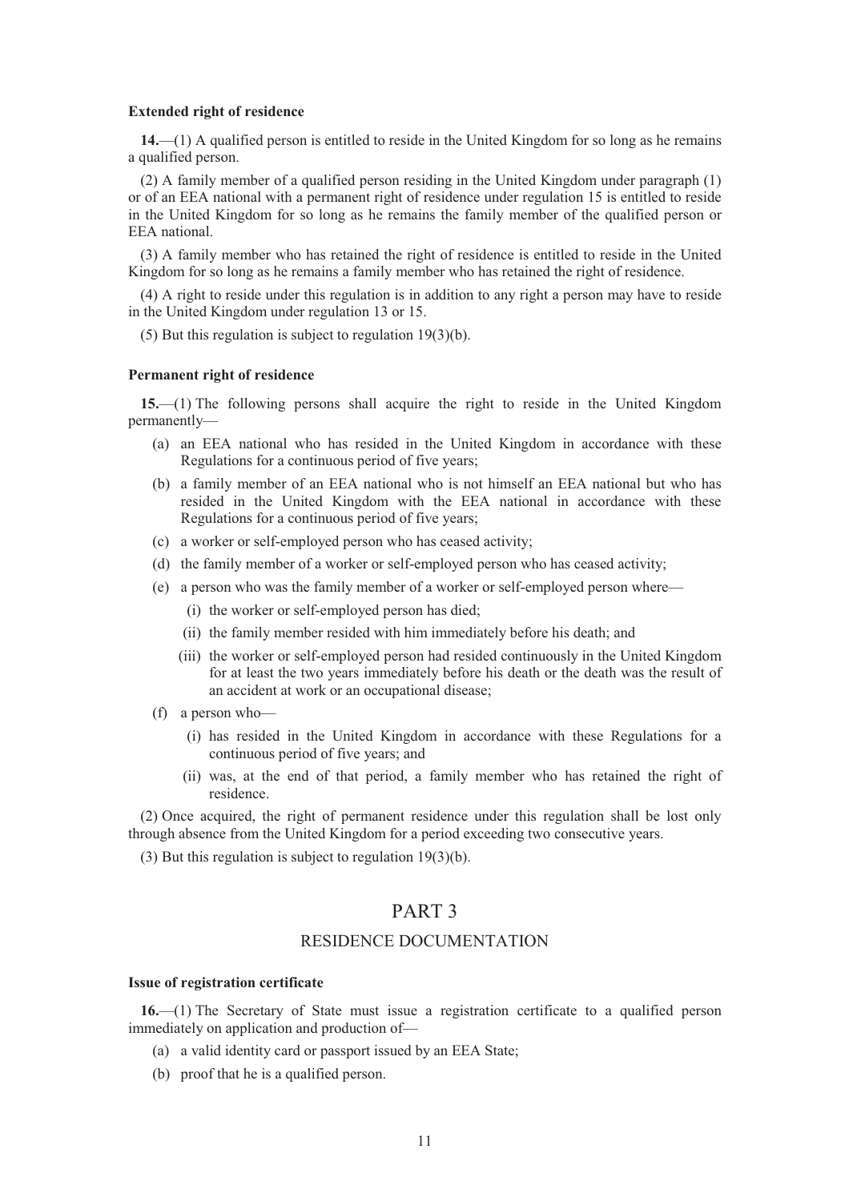**Extended right of residence**

**14.**—(1) A qualified person is entitled to reside in the United Kingdom for so long as he remains a qualified person.

(2) A family member of a qualified person residing in the United Kingdom under paragraph (1) or of an EEA national with a permanent right of residence under regulation 15 is entitled to reside in the United Kingdom for so long as he remains the family member of the qualified person or EEA national.

(3) A family member who has retained the right of residence is entitled to reside in the United Kingdom for so long as he remains a family member who has retained the right of residence.

(4) A right to reside under this regulation is in addition to any right a person may have to reside in the United Kingdom under regulation 13 or 15.

(5) But this regulation is subject to regulation 19(3)(b).

**Permanent right of residence**

**15.**—(1) The following persons shall acquire the right to reside in the United Kingdom permanently—

(a) an EEA national who has resided in the United Kingdom in accordance with these Regulations for a continuous period of five years;

(b) a family member of an EEA national who is not himself an EEA national but who has resided in the United Kingdom with the EEA national in accordance with these Regulations for a continuous period of five years;

(c) a worker or self-employed person who has ceased activity;

(d) the family member of a worker or self-employed person who has ceased activity;

(e) a person who was the family member of a worker or self-employed person where—

(i) the worker or self-employed person has died;

(ii) the family member resided with him immediately before his death; and

(iii) the worker or self-employed person had resided continuously in the United Kingdom for at least the two years immediately before his death or the death was the result of an accident at work or an occupational disease;

(f) a person who—

(i) has resided in the United Kingdom in accordance with these Regulations for a continuous period of five years; and

(ii) was, at the end of that period, a family member who has retained the right of residence.

(2) Once acquired, the right of permanent residence under this regulation shall be lost only through absence from the United Kingdom for a period exceeding two consecutive years.

(3) But this regulation is subject to regulation 19(3)(b).

## PART 3

## RESIDENCE DOCUMENTATION

**Issue of registration certificate**

**16.**—(1) The Secretary of State must issue a registration certificate to a qualified person immediately on application and production of—

(a) a valid identity card or passport issued by an EEA State;

(b) proof that he is a qualified person.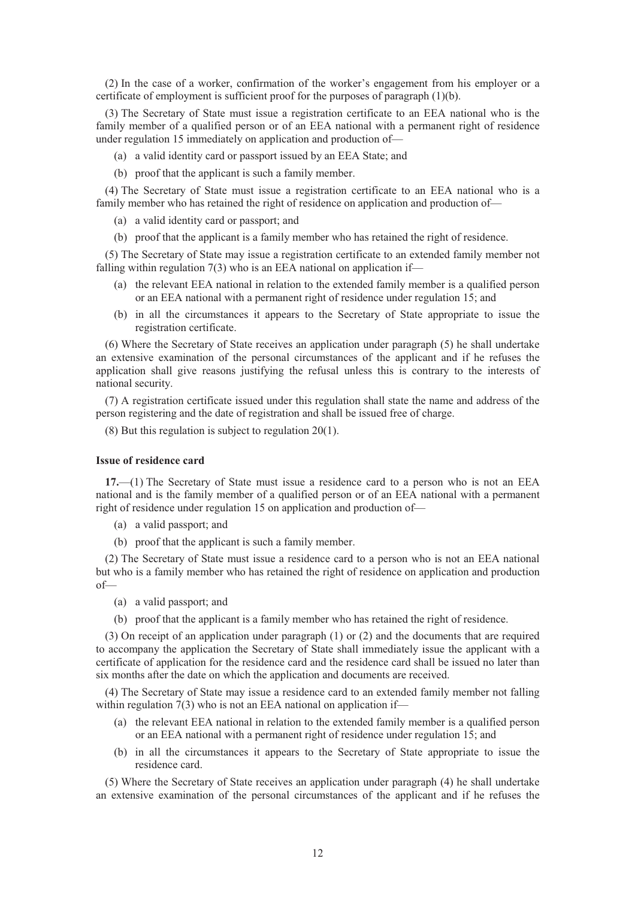(2) In the case of a worker, confirmation of the worker's engagement from his employer or a certificate of employment is sufficient proof for the purposes of paragraph (1)(b).

(3) The Secretary of State must issue a registration certificate to an EEA national who is the family member of a qualified person or of an EEA national with a permanent right of residence under regulation 15 immediately on application and production of—

(a) a valid identity card or passport issued by an EEA State; and

(b) proof that the applicant is such a family member.

(4) The Secretary of State must issue a registration certificate to an EEA national who is a family member who has retained the right of residence on application and production of—

(a) a valid identity card or passport; and

(b) proof that the applicant is a family member who has retained the right of residence.

(5) The Secretary of State may issue a registration certificate to an extended family member not falling within regulation 7(3) who is an EEA national on application if—

(a) the relevant EEA national in relation to the extended family member is a qualified person or an EEA national with a permanent right of residence under regulation 15; and

(b) in all the circumstances it appears to the Secretary of State appropriate to issue the registration certificate.

(6) Where the Secretary of State receives an application under paragraph (5) he shall undertake an extensive examination of the personal circumstances of the applicant and if he refuses the application shall give reasons justifying the refusal unless this is contrary to the interests of national security.

(7) A registration certificate issued under this regulation shall state the name and address of the person registering and the date of registration and shall be issued free of charge.

(8) But this regulation is subject to regulation 20(1).

**Issue of residence card**

**17.**—(1) The Secretary of State must issue a residence card to a person who is not an EEA national and is the family member of a qualified person or of an EEA national with a permanent right of residence under regulation 15 on application and production of—

(a) a valid passport; and

(b) proof that the applicant is such a family member.

(2) The Secretary of State must issue a residence card to a person who is not an EEA national but who is a family member who has retained the right of residence on application and production of—

(a) a valid passport; and

(b) proof that the applicant is a family member who has retained the right of residence.

(3) On receipt of an application under paragraph (1) or (2) and the documents that are required to accompany the application the Secretary of State shall immediately issue the applicant with a certificate of application for the residence card and the residence card shall be issued no later than six months after the date on which the application and documents are received.

(4) The Secretary of State may issue a residence card to an extended family member not falling within regulation 7(3) who is not an EEA national on application if—

(a) the relevant EEA national in relation to the extended family member is a qualified person or an EEA national with a permanent right of residence under regulation 15; and

(b) in all the circumstances it appears to the Secretary of State appropriate to issue the residence card.

(5) Where the Secretary of State receives an application under paragraph (4) he shall undertake an extensive examination of the personal circumstances of the applicant and if he refuses the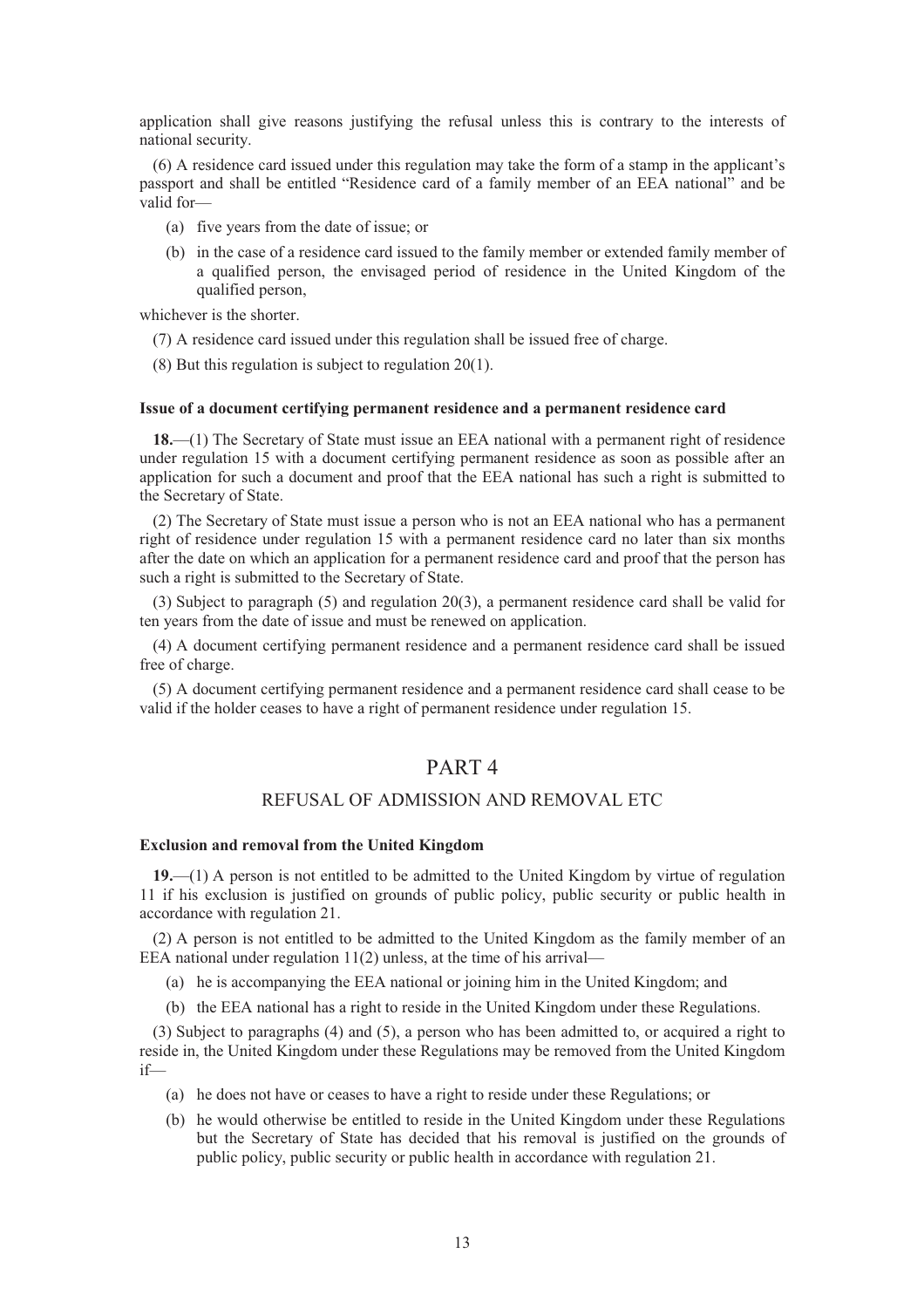application shall give reasons justifying the refusal unless this is contrary to the interests of national security.

(6) A residence card issued under this regulation may take the form of a stamp in the applicant's passport and shall be entitled "Residence card of a family member of an EEA national" and be valid for—

- (a) five years from the date of issue; or
- (b) in the case of a residence card issued to the family member or extended family member of a qualified person, the envisaged period of residence in the United Kingdom of the qualified person,

whichever is the shorter.

(7) A residence card issued under this regulation shall be issued free of charge.

(8) But this regulation is subject to regulation 20(1).

#### Issue of a document certifying permanent residence and a permanent residence card

**18.**—(1) The Secretary of State must issue an EEA national with a permanent right of residence under regulation 15 with a document certifying permanent residence as soon as possible after an application for such a document and proof that the EEA national has such a right is submitted to the Secretary of State.

(2) The Secretary of State must issue a person who is not an EEA national who has a permanent right of residence under regulation 15 with a permanent residence card no later than six months after the date on which an application for a permanent residence card and proof that the person has such a right is submitted to the Secretary of State.

(3) Subject to paragraph (5) and regulation 20(3), a permanent residence card shall be valid for ten years from the date of issue and must be renewed on application.

(4) A document certifying permanent residence and a permanent residence card shall be issued free of charge.

(5) A document certifying permanent residence and a permanent residence card shall cease to be valid if the holder ceases to have a right of permanent residence under regulation 15.

## PART 4

## REFUSAL OF ADMISSION AND REMOVAL ETC

#### Exclusion and removal from the United Kingdom

**19.**—(1) A person is not entitled to be admitted to the United Kingdom by virtue of regulation 11 if his exclusion is justified on grounds of public policy, public security or public health in accordance with regulation 21.

(2) A person is not entitled to be admitted to the United Kingdom as the family member of an EEA national under regulation 11(2) unless, at the time of his arrival—

- (a) he is accompanying the EEA national or joining him in the United Kingdom; and
- (b) the EEA national has a right to reside in the United Kingdom under these Regulations.

(3) Subject to paragraphs (4) and (5), a person who has been admitted to, or acquired a right to reside in, the United Kingdom under these Regulations may be removed from the United Kingdom if—

- (a) he does not have or ceases to have a right to reside under these Regulations; or
- (b) he would otherwise be entitled to reside in the United Kingdom under these Regulations but the Secretary of State has decided that his removal is justified on the grounds of public policy, public security or public health in accordance with regulation 21.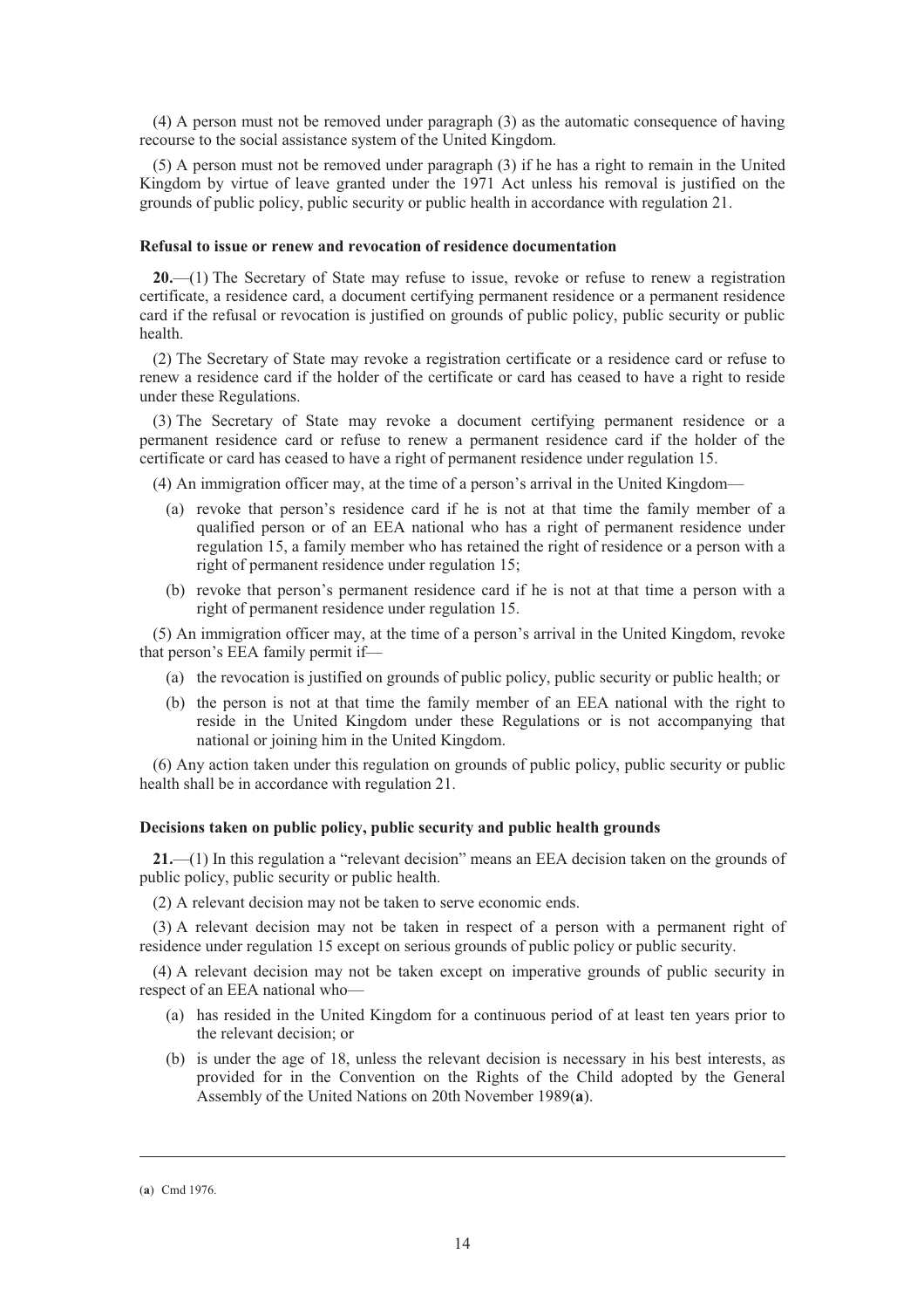(4) A person must not be removed under paragraph (3) as the automatic consequence of having recourse to the social assistance system of the United Kingdom.

(5) A person must not be removed under paragraph (3) if he has a right to remain in the United Kingdom by virtue of leave granted under the 1971 Act unless his removal is justified on the grounds of public policy, public security or public health in accordance with regulation 21.

#### Refusal to issue or renew and revocation of residence documentation

**20.**—(1) The Secretary of State may refuse to issue, revoke or refuse to renew a registration certificate, a residence card, a document certifying permanent residence or a permanent residence card if the refusal or revocation is justified on grounds of public policy, public security or public health.

(2) The Secretary of State may revoke a registration certificate or a residence card or refuse to renew a residence card if the holder of the certificate or card has ceased to have a right to reside under these Regulations.

(3) The Secretary of State may revoke a document certifying permanent residence or a permanent residence card or refuse to renew a permanent residence card if the holder of the certificate or card has ceased to have a right of permanent residence under regulation 15.

(4) An immigration officer may, at the time of a person's arrival in the United Kingdom—

- (a) revoke that person's residence card if he is not at that time the family member of a qualified person or of an EEA national who has a right of permanent residence under regulation 15, a family member who has retained the right of residence or a person with a right of permanent residence under regulation 15;
- (b) revoke that person's permanent residence card if he is not at that time a person with a right of permanent residence under regulation 15.

(5) An immigration officer may, at the time of a person's arrival in the United Kingdom, revoke that person's EEA family permit if—

- (a) the revocation is justified on grounds of public policy, public security or public health; or
- (b) the person is not at that time the family member of an EEA national with the right to reside in the United Kingdom under these Regulations or is not accompanying that national or joining him in the United Kingdom.

(6) Any action taken under this regulation on grounds of public policy, public security or public health shall be in accordance with regulation 21.

#### Decisions taken on public policy, public security and public health grounds

**21.**—(1) In this regulation a "relevant decision" means an EEA decision taken on the grounds of public policy, public security or public health.

(2) A relevant decision may not be taken to serve economic ends.

(3) A relevant decision may not be taken in respect of a person with a permanent right of residence under regulation 15 except on serious grounds of public policy or public security.

(4) A relevant decision may not be taken except on imperative grounds of public security in respect of an EEA national who—

- (a) has resided in the United Kingdom for a continuous period of at least ten years prior to the relevant decision; or
- (b) is under the age of 18, unless the relevant decision is necessary in his best interests, as provided for in the Convention on the Rights of the Child adopted by the General Assembly of the United Nations on 20th November 1989[a].

---

[a] Cmd 1976.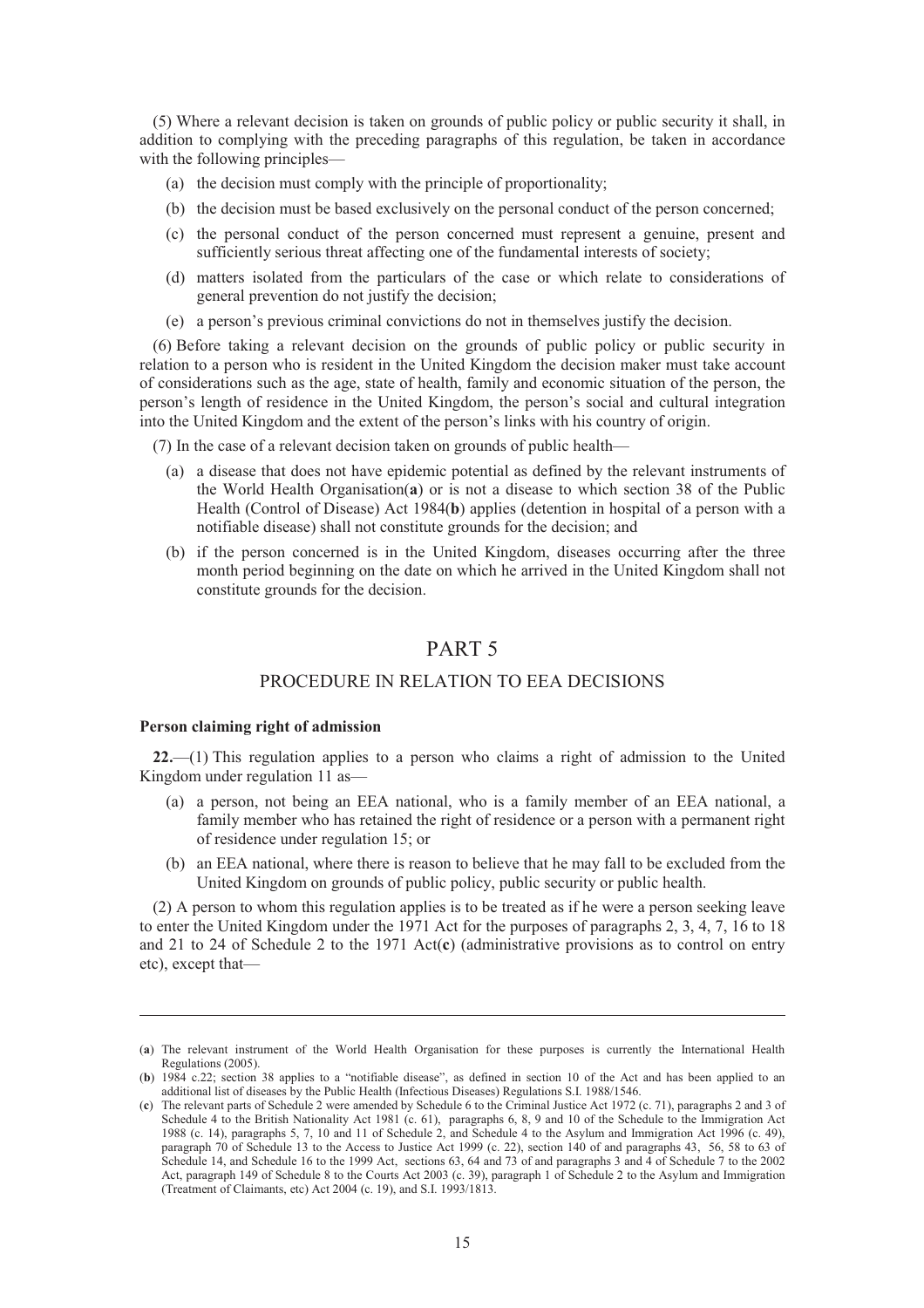(5) Where a relevant decision is taken on grounds of public policy or public security it shall, in addition to complying with the preceding paragraphs of this regulation, be taken in accordance with the following principles—

(a) the decision must comply with the principle of proportionality;

(b) the decision must be based exclusively on the personal conduct of the person concerned;

(c) the personal conduct of the person concerned must represent a genuine, present and sufficiently serious threat affecting one of the fundamental interests of society;

(d) matters isolated from the particulars of the case or which relate to considerations of general prevention do not justify the decision;

(e) a person's previous criminal convictions do not in themselves justify the decision.

(6) Before taking a relevant decision on the grounds of public policy or public security in relation to a person who is resident in the United Kingdom the decision maker must take account of considerations such as the age, state of health, family and economic situation of the person, the person's length of residence in the United Kingdom, the person's social and cultural integration into the United Kingdom and the extent of the person's links with his country of origin.

(7) In the case of a relevant decision taken on grounds of public health—

(a) a disease that does not have epidemic potential as defined by the relevant instruments of the World Health Organisation(**a**) or is not a disease to which section 38 of the Public Health (Control of Disease) Act 1984(**b**) applies (detention in hospital of a person with a notifiable disease) shall not constitute grounds for the decision; and

(b) if the person concerned is in the United Kingdom, diseases occurring after the three month period beginning on the date on which he arrived in the United Kingdom shall not constitute grounds for the decision.

# PART 5

## PROCEDURE IN RELATION TO EEA DECISIONS

**Person claiming right of admission**

**22.**—(1) This regulation applies to a person who claims a right of admission to the United Kingdom under regulation 11 as—

(a) a person, not being an EEA national, who is a family member of an EEA national, a family member who has retained the right of residence or a person with a permanent right of residence under regulation 15; or

(b) an EEA national, where there is reason to believe that he may fall to be excluded from the United Kingdom on grounds of public policy, public security or public health.

(2) A person to whom this regulation applies is to be treated as if he were a person seeking leave to enter the United Kingdom under the 1971 Act for the purposes of paragraphs 2, 3, 4, 7, 16 to 18 and 21 to 24 of Schedule 2 to the 1971 Act(**c**) (administrative provisions as to control on entry etc), except that—

---

(**a**) The relevant instrument of the World Health Organisation for these purposes is currently the International Health Regulations (2005).

(**b**) 1984 c.22; section 38 applies to a "notifiable disease", as defined in section 10 of the Act and has been applied to an additional list of diseases by the Public Health (Infectious Diseases) Regulations S.I. 1988/1546.

(**c**) The relevant parts of Schedule 2 were amended by Schedule 6 to the Criminal Justice Act 1972 (c. 71), paragraphs 2 and 3 of Schedule 4 to the British Nationality Act 1981 (c. 61), paragraphs 6, 8, 9 and 10 of the Schedule to the Immigration Act 1988 (c. 14), paragraphs 5, 7, 10 and 11 of Schedule 2, and Schedule 4 to the Asylum and Immigration Act 1996 (c. 49), paragraph 70 of Schedule 13 to the Access to Justice Act 1999 (c. 22), section 140 of and paragraphs 43, 56, 58 to 63 of Schedule 14, and Schedule 16 to the 1999 Act, sections 63, 64 and 73 of and paragraphs 3 and 4 of Schedule 7 to the 2002 Act, paragraph 149 of Schedule 8 to the Courts Act 2003 (c. 39), paragraph 1 of Schedule 2 to the Asylum and Immigration (Treatment of Claimants, etc) Act 2004 (c. 19), and S.I. 1993/1813.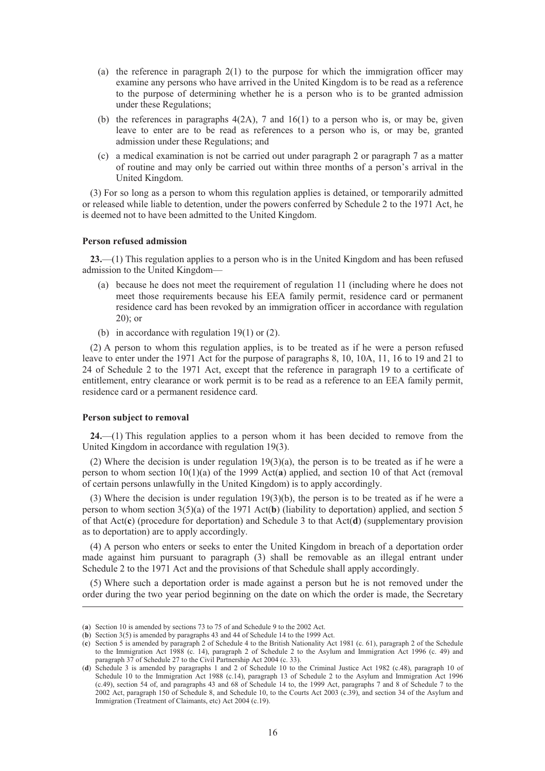(a) the reference in paragraph 2(1) to the purpose for which the immigration officer may examine any persons who have arrived in the United Kingdom is to be read as a reference to the purpose of determining whether he is a person who is to be granted admission under these Regulations;

(b) the references in paragraphs 4(2A), 7 and 16(1) to a person who is, or may be, given leave to enter are to be read as references to a person who is, or may be, granted admission under these Regulations; and

(c) a medical examination is not be carried out under paragraph 2 or paragraph 7 as a matter of routine and may only be carried out within three months of a person's arrival in the United Kingdom.

(3) For so long as a person to whom this regulation applies is detained, or temporarily admitted or released while liable to detention, under the powers conferred by Schedule 2 to the 1971 Act, he is deemed not to have been admitted to the United Kingdom.

**Person refused admission**

**23.**—(1) This regulation applies to a person who is in the United Kingdom and has been refused admission to the United Kingdom—

(a) because he does not meet the requirement of regulation 11 (including where he does not meet those requirements because his EEA family permit, residence card or permanent residence card has been revoked by an immigration officer in accordance with regulation 20); or

(b) in accordance with regulation 19(1) or (2).

(2) A person to whom this regulation applies, is to be treated as if he were a person refused leave to enter under the 1971 Act for the purpose of paragraphs 8, 10, 10A, 11, 16 to 19 and 21 to 24 of Schedule 2 to the 1971 Act, except that the reference in paragraph 19 to a certificate of entitlement, entry clearance or work permit is to be read as a reference to an EEA family permit, residence card or a permanent residence card.

**Person subject to removal**

**24.**—(1) This regulation applies to a person whom it has been decided to remove from the United Kingdom in accordance with regulation 19(3).

(2) Where the decision is under regulation 19(3)(a), the person is to be treated as if he were a person to whom section 10(1)(a) of the 1999 Act(**a**) applied, and section 10 of that Act (removal of certain persons unlawfully in the United Kingdom) is to apply accordingly.

(3) Where the decision is under regulation 19(3)(b), the person is to be treated as if he were a person to whom section 3(5)(a) of the 1971 Act(**b**) (liability to deportation) applied, and section 5 of that Act(**c**) (procedure for deportation) and Schedule 3 to that Act(**d**) (supplementary provision as to deportation) are to apply accordingly.

(4) A person who enters or seeks to enter the United Kingdom in breach of a deportation order made against him pursuant to paragraph (3) shall be removable as an illegal entrant under Schedule 2 to the 1971 Act and the provisions of that Schedule shall apply accordingly.

(5) Where such a deportation order is made against a person but he is not removed under the order during the two year period beginning on the date on which the order is made, the Secretary

---

(**a**) Section 10 is amended by sections 73 to 75 of and Schedule 9 to the 2002 Act.

(**b**) Section 3(5) is amended by paragraphs 43 and 44 of Schedule 14 to the 1999 Act.

(**c**) Section 5 is amended by paragraph 2 of Schedule 4 to the British Nationality Act 1981 (c. 61), paragraph 2 of the Schedule to the Immigration Act 1988 (c. 14), paragraph 2 of Schedule 2 to the Asylum and Immigration Act 1996 (c. 49) and paragraph 37 of Schedule 27 to the Civil Partnership Act 2004 (c. 33).

(**d**) Schedule 3 is amended by paragraphs 1 and 2 of Schedule 10 to the Criminal Justice Act 1982 (c.48), paragraph 10 of Schedule 10 to the Immigration Act 1988 (c.14), paragraph 13 of Schedule 2 to the Asylum and Immigration Act 1996 (c.49), section 54 of, and paragraphs 43 and 68 of Schedule 14 to, the 1999 Act, paragraphs 7 and 8 of Schedule 7 to the 2002 Act, paragraph 150 of Schedule 8, and Schedule 10, to the Courts Act 2003 (c.39), and section 34 of the Asylum and Immigration (Treatment of Claimants, etc) Act 2004 (c.19).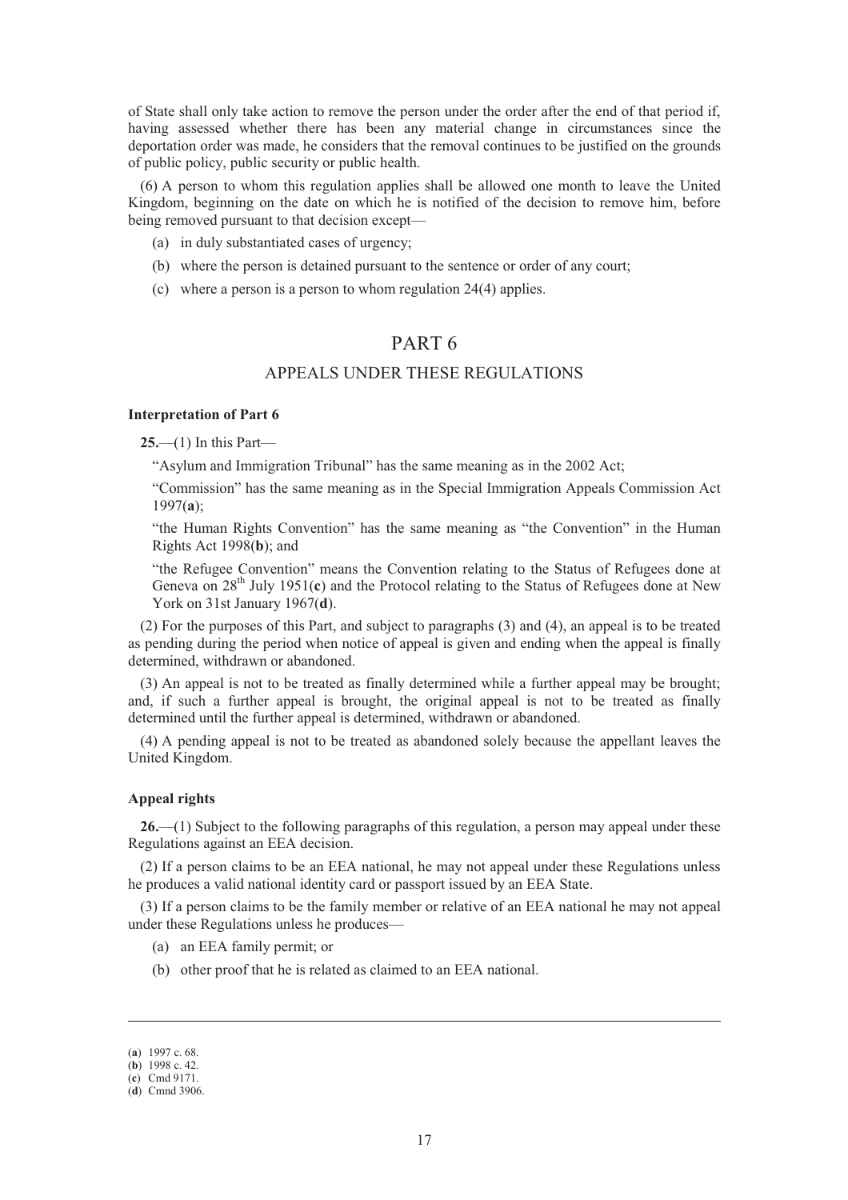of State shall only take action to remove the person under the order after the end of that period if, having assessed whether there has been any material change in circumstances since the deportation order was made, he considers that the removal continues to be justified on the grounds of public policy, public security or public health.

(6) A person to whom this regulation applies shall be allowed one month to leave the United Kingdom, beginning on the date on which he is notified of the decision to remove him, before being removed pursuant to that decision except—

(a) in duly substantiated cases of urgency;

(b) where the person is detained pursuant to the sentence or order of any court;

(c) where a person is a person to whom regulation 24(4) applies.

## PART 6

## APPEALS UNDER THESE REGULATIONS

**Interpretation of Part 6**

**25.**—(1) In this Part—

"Asylum and Immigration Tribunal" has the same meaning as in the 2002 Act;

"Commission" has the same meaning as in the Special Immigration Appeals Commission Act 1997(**a**);

"the Human Rights Convention" has the same meaning as "the Convention" in the Human Rights Act 1998(**b**); and

"the Refugee Convention" means the Convention relating to the Status of Refugees done at Geneva on 28th July 1951(**c**) and the Protocol relating to the Status of Refugees done at New York on 31st January 1967(**d**).

(2) For the purposes of this Part, and subject to paragraphs (3) and (4), an appeal is to be treated as pending during the period when notice of appeal is given and ending when the appeal is finally determined, withdrawn or abandoned.

(3) An appeal is not to be treated as finally determined while a further appeal may be brought; and, if such a further appeal is brought, the original appeal is not to be treated as finally determined until the further appeal is determined, withdrawn or abandoned.

(4) A pending appeal is not to be treated as abandoned solely because the appellant leaves the United Kingdom.

**Appeal rights**

**26.**—(1) Subject to the following paragraphs of this regulation, a person may appeal under these Regulations against an EEA decision.

(2) If a person claims to be an EEA national, he may not appeal under these Regulations unless he produces a valid national identity card or passport issued by an EEA State.

(3) If a person claims to be the family member or relative of an EEA national he may not appeal under these Regulations unless he produces—

(a) an EEA family permit; or

(b) other proof that he is related as claimed to an EEA national.

---

(**a**) 1997 c. 68.
(**b**) 1998 c. 42.
(**c**) Cmd 9171.
(**d**) Cmnd 3906.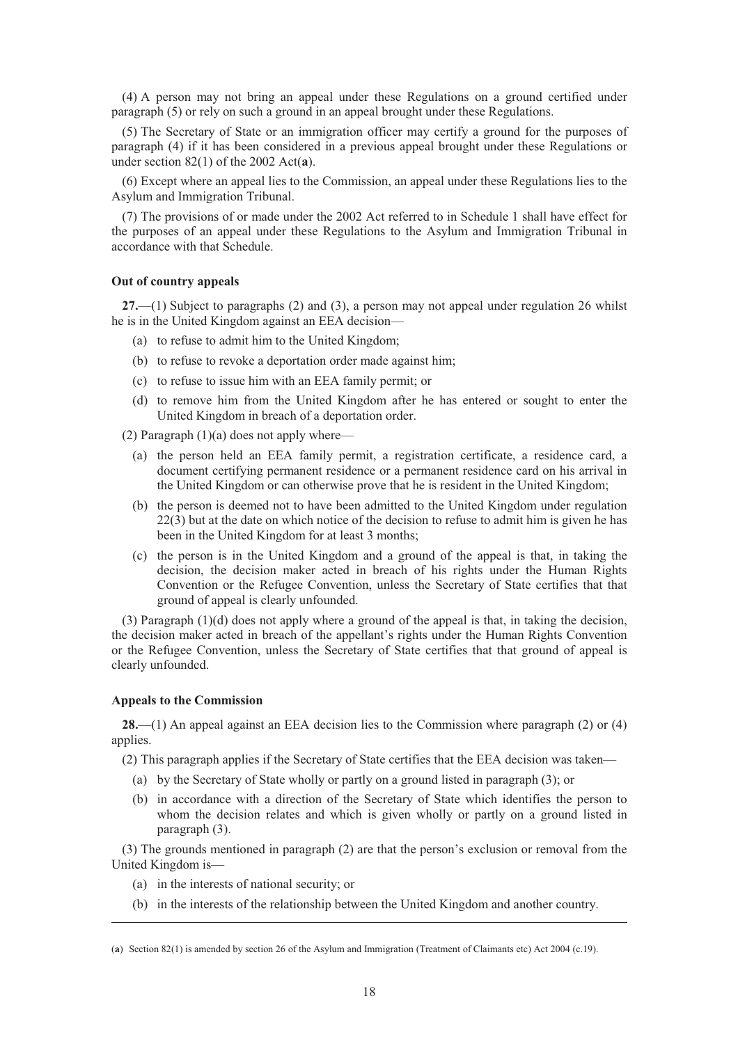(4) A person may not bring an appeal under these Regulations on a ground certified under paragraph (5) or rely on such a ground in an appeal brought under these Regulations.

(5) The Secretary of State or an immigration officer may certify a ground for the purposes of paragraph (4) if it has been considered in a previous appeal brought under these Regulations or under section 82(1) of the 2002 Act(**a**).

(6) Except where an appeal lies to the Commission, an appeal under these Regulations lies to the Asylum and Immigration Tribunal.

(7) The provisions of or made under the 2002 Act referred to in Schedule 1 shall have effect for the purposes of an appeal under these Regulations to the Asylum and Immigration Tribunal in accordance with that Schedule.

**Out of country appeals**

**27.**—(1) Subject to paragraphs (2) and (3), a person may not appeal under regulation 26 whilst he is in the United Kingdom against an EEA decision—

- (a) to refuse to admit him to the United Kingdom;
- (b) to refuse to revoke a deportation order made against him;
- (c) to refuse to issue him with an EEA family permit; or
- (d) to remove him from the United Kingdom after he has entered or sought to enter the United Kingdom in breach of a deportation order.

(2) Paragraph (1)(a) does not apply where—

- (a) the person held an EEA family permit, a registration certificate, a residence card, a document certifying permanent residence or a permanent residence card on his arrival in the United Kingdom or can otherwise prove that he is resident in the United Kingdom;
- (b) the person is deemed not to have been admitted to the United Kingdom under regulation 22(3) but at the date on which notice of the decision to refuse to admit him is given he has been in the United Kingdom for at least 3 months;
- (c) the person is in the United Kingdom and a ground of the appeal is that, in taking the decision, the decision maker acted in breach of his rights under the Human Rights Convention or the Refugee Convention, unless the Secretary of State certifies that that ground of appeal is clearly unfounded.

(3) Paragraph (1)(d) does not apply where a ground of the appeal is that, in taking the decision, the decision maker acted in breach of the appellant's rights under the Human Rights Convention or the Refugee Convention, unless the Secretary of State certifies that that ground of appeal is clearly unfounded.

**Appeals to the Commission**

**28.**—(1) An appeal against an EEA decision lies to the Commission where paragraph (2) or (4) applies.

(2) This paragraph applies if the Secretary of State certifies that the EEA decision was taken—

- (a) by the Secretary of State wholly or partly on a ground listed in paragraph (3); or
- (b) in accordance with a direction of the Secretary of State which identifies the person to whom the decision relates and which is given wholly or partly on a ground listed in paragraph (3).

(3) The grounds mentioned in paragraph (2) are that the person's exclusion or removal from the United Kingdom is—

- (a) in the interests of national security; or
- (b) in the interests of the relationship between the United Kingdom and another country.

---

(**a**) Section 82(1) is amended by section 26 of the Asylum and Immigration (Treatment of Claimants etc) Act 2004 (c.19).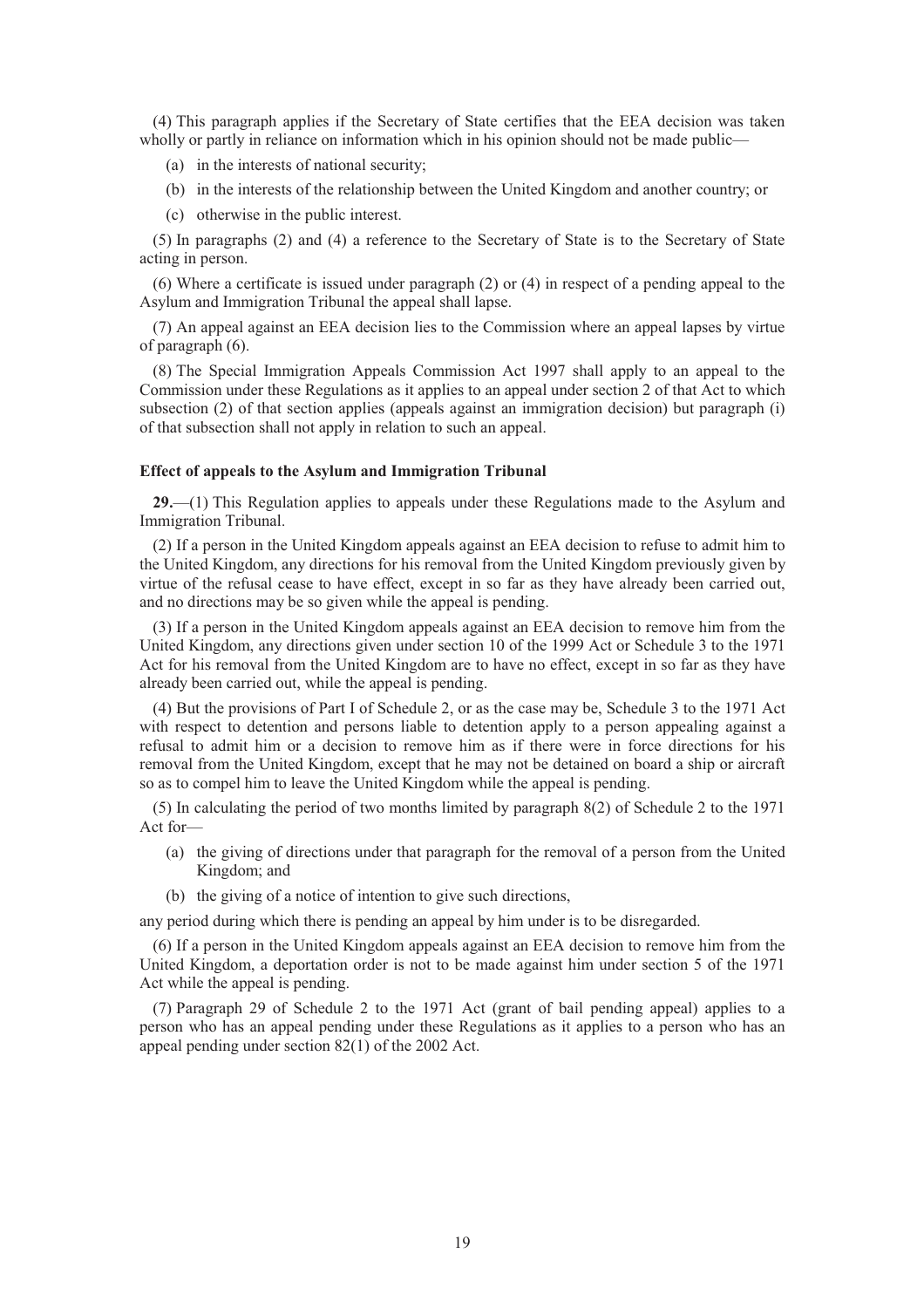(4) This paragraph applies if the Secretary of State certifies that the EEA decision was taken wholly or partly in reliance on information which in his opinion should not be made public—

(a) in the interests of national security;

(b) in the interests of the relationship between the United Kingdom and another country; or

(c) otherwise in the public interest.

(5) In paragraphs (2) and (4) a reference to the Secretary of State is to the Secretary of State acting in person.

(6) Where a certificate is issued under paragraph (2) or (4) in respect of a pending appeal to the Asylum and Immigration Tribunal the appeal shall lapse.

(7) An appeal against an EEA decision lies to the Commission where an appeal lapses by virtue of paragraph (6).

(8) The Special Immigration Appeals Commission Act 1997 shall apply to an appeal to the Commission under these Regulations as it applies to an appeal under section 2 of that Act to which subsection (2) of that section applies (appeals against an immigration decision) but paragraph (i) of that subsection shall not apply in relation to such an appeal.

**Effect of appeals to the Asylum and Immigration Tribunal**

**29.**—(1) This Regulation applies to appeals under these Regulations made to the Asylum and Immigration Tribunal.

(2) If a person in the United Kingdom appeals against an EEA decision to refuse to admit him to the United Kingdom, any directions for his removal from the United Kingdom previously given by virtue of the refusal cease to have effect, except in so far as they have already been carried out, and no directions may be so given while the appeal is pending.

(3) If a person in the United Kingdom appeals against an EEA decision to remove him from the United Kingdom, any directions given under section 10 of the 1999 Act or Schedule 3 to the 1971 Act for his removal from the United Kingdom are to have no effect, except in so far as they have already been carried out, while the appeal is pending.

(4) But the provisions of Part I of Schedule 2, or as the case may be, Schedule 3 to the 1971 Act with respect to detention and persons liable to detention apply to a person appealing against a refusal to admit him or a decision to remove him as if there were in force directions for his removal from the United Kingdom, except that he may not be detained on board a ship or aircraft so as to compel him to leave the United Kingdom while the appeal is pending.

(5) In calculating the period of two months limited by paragraph 8(2) of Schedule 2 to the 1971 Act for—

(a) the giving of directions under that paragraph for the removal of a person from the United Kingdom; and

(b) the giving of a notice of intention to give such directions,

any period during which there is pending an appeal by him under is to be disregarded.

(6) If a person in the United Kingdom appeals against an EEA decision to remove him from the United Kingdom, a deportation order is not to be made against him under section 5 of the 1971 Act while the appeal is pending.

(7) Paragraph 29 of Schedule 2 to the 1971 Act (grant of bail pending appeal) applies to a person who has an appeal pending under these Regulations as it applies to a person who has an appeal pending under section 82(1) of the 2002 Act.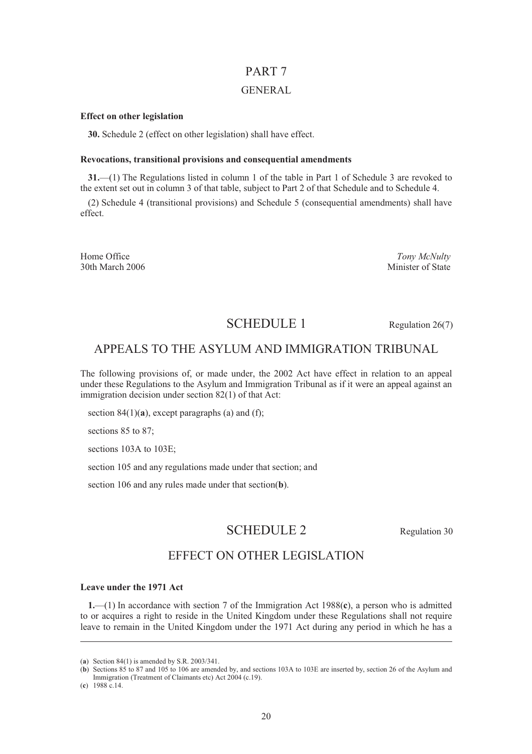# PART 7

## GENERAL

### Effect on other legislation

**30.** Schedule 2 (effect on other legislation) shall have effect.

### Revocations, transitional provisions and consequential amendments

**31.**—(1) The Regulations listed in column 1 of the table in Part 1 of Schedule 3 are revoked to the extent set out in column 3 of that table, subject to Part 2 of that Schedule and to Schedule 4.

(2) Schedule 4 (transitional provisions) and Schedule 5 (consequential amendments) shall have effect.

Home Office
30th March 2006

*Tony McNulty*
Minister of State

# SCHEDULE 1

Regulation 26(7)

## APPEALS TO THE ASYLUM AND IMMIGRATION TRIBUNAL

The following provisions of, or made under, the 2002 Act have effect in relation to an appeal under these Regulations to the Asylum and Immigration Tribunal as if it were an appeal against an immigration decision under section 82(1) of that Act:

section 84(1)(**a**), except paragraphs (a) and (f);

sections 85 to 87;

sections 103A to 103E;

section 105 and any regulations made under that section; and

section 106 and any rules made under that section(**b**).

# SCHEDULE 2

Regulation 30

## EFFECT ON OTHER LEGISLATION

### Leave under the 1971 Act

**1.**—(1) In accordance with section 7 of the Immigration Act 1988(**c**), a person who is admitted to or acquires a right to reside in the United Kingdom under these Regulations shall not require leave to remain in the United Kingdom under the 1971 Act during any period in which he has a

---

(**a**) Section 84(1) is amended by S.R. 2003/341.

(**b**) Sections 85 to 87 and 105 to 106 are amended by, and sections 103A to 103E are inserted by, section 26 of the Asylum and Immigration (Treatment of Claimants etc) Act 2004 (c.19).

(**c**) 1988 c.14.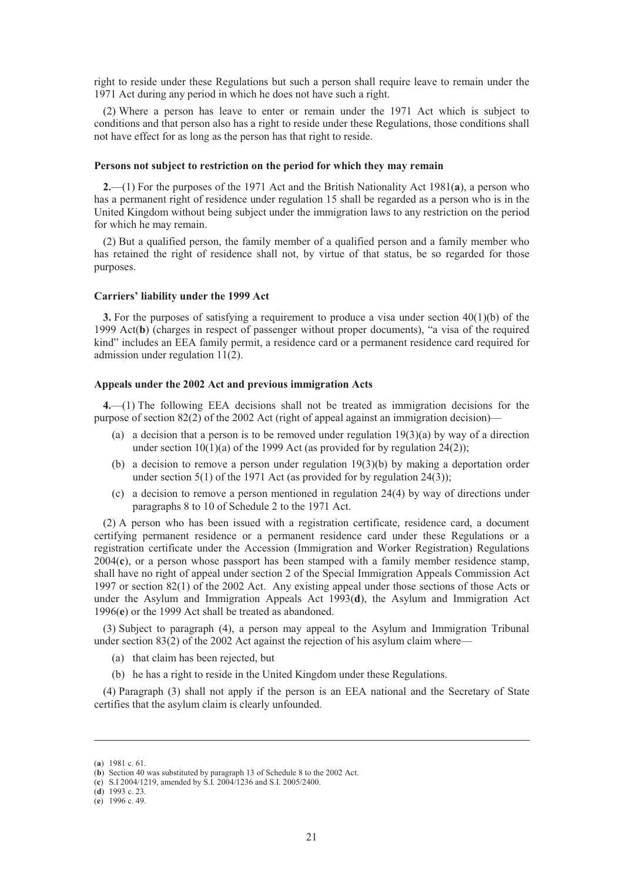right to reside under these Regulations but such a person shall require leave to remain under the 1971 Act during any period in which he does not have such a right.

(2) Where a person has leave to enter or remain under the 1971 Act which is subject to conditions and that person also has a right to reside under these Regulations, those conditions shall not have effect for as long as the person has that right to reside.

**Persons not subject to restriction on the period for which they may remain**

**2.**—(1) For the purposes of the 1971 Act and the British Nationality Act 1981(**a**), a person who has a permanent right of residence under regulation 15 shall be regarded as a person who is in the United Kingdom without being subject under the immigration laws to any restriction on the period for which he may remain.

(2) But a qualified person, the family member of a qualified person and a family member who has retained the right of residence shall not, by virtue of that status, be so regarded for those purposes.

**Carriers' liability under the 1999 Act**

**3.** For the purposes of satisfying a requirement to produce a visa under section 40(1)(b) of the 1999 Act(**b**) (charges in respect of passenger without proper documents), "a visa of the required kind" includes an EEA family permit, a residence card or a permanent residence card required for admission under regulation 11(2).

**Appeals under the 2002 Act and previous immigration Acts**

**4.**—(1) The following EEA decisions shall not be treated as immigration decisions for the purpose of section 82(2) of the 2002 Act (right of appeal against an immigration decision)—

- (a) a decision that a person is to be removed under regulation 19(3)(a) by way of a direction under section 10(1)(a) of the 1999 Act (as provided for by regulation 24(2));
- (b) a decision to remove a person under regulation 19(3)(b) by making a deportation order under section 5(1) of the 1971 Act (as provided for by regulation 24(3));
- (c) a decision to remove a person mentioned in regulation 24(4) by way of directions under paragraphs 8 to 10 of Schedule 2 to the 1971 Act.

(2) A person who has been issued with a registration certificate, residence card, a document certifying permanent residence or a permanent residence card under these Regulations or a registration certificate under the Accession (Immigration and Worker Registration) Regulations 2004(**c**), or a person whose passport has been stamped with a family member residence stamp, shall have no right of appeal under section 2 of the Special Immigration Appeals Commission Act 1997 or section 82(1) of the 2002 Act. Any existing appeal under those sections of those Acts or under the Asylum and Immigration Appeals Act 1993(**d**), the Asylum and Immigration Act 1996(**e**) or the 1999 Act shall be treated as abandoned.

(3) Subject to paragraph (4), a person may appeal to the Asylum and Immigration Tribunal under section 83(2) of the 2002 Act against the rejection of his asylum claim where—

- (a) that claim has been rejected, but
- (b) he has a right to reside in the United Kingdom under these Regulations.

(4) Paragraph (3) shall not apply if the person is an EEA national and the Secretary of State certifies that the asylum claim is clearly unfounded.

---

(**a**) 1981 c. 61.
(**b**) Section 40 was substituted by paragraph 13 of Schedule 8 to the 2002 Act.
(**c**) S.I 2004/1219, amended by S.I. 2004/1236 and S.I. 2005/2400.
(**d**) 1993 c. 23.
(**e**) 1996 c. 49.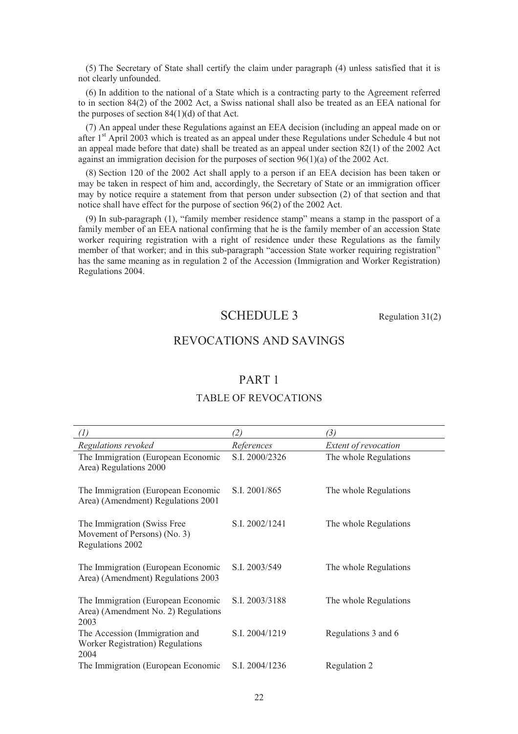(5) The Secretary of State shall certify the claim under paragraph (4) unless satisfied that it is not clearly unfounded.

(6) In addition to the national of a State which is a contracting party to the Agreement referred to in section 84(2) of the 2002 Act, a Swiss national shall also be treated as an EEA national for the purposes of section 84(1)(d) of that Act.

(7) An appeal under these Regulations against an EEA decision (including an appeal made on or after 1st April 2003 which is treated as an appeal under these Regulations under Schedule 4 but not an appeal made before that date) shall be treated as an appeal under section 82(1) of the 2002 Act against an immigration decision for the purposes of section 96(1)(a) of the 2002 Act.

(8) Section 120 of the 2002 Act shall apply to a person if an EEA decision has been taken or may be taken in respect of him and, accordingly, the Secretary of State or an immigration officer may by notice require a statement from that person under subsection (2) of that section and that notice shall have effect for the purpose of section 96(2) of the 2002 Act.

(9) In sub-paragraph (1), "family member residence stamp" means a stamp in the passport of a family member of an EEA national confirming that he is the family member of an accession State worker requiring registration with a right of residence under these Regulations as the family member of that worker; and in this sub-paragraph "accession State worker requiring registration" has the same meaning as in regulation 2 of the Accession (Immigration and Worker Registration) Regulations 2004.

## SCHEDULE 3

Regulation 31(2)

## REVOCATIONS AND SAVINGS

### PART 1

### TABLE OF REVOCATIONS

| *(1)* | *(2)* | *(3)* |
|---|---|---|
| *Regulations revoked* | *References* | *Extent of revocation* |
| The Immigration (European Economic Area) Regulations 2000 | S.I. 2000/2326 | The whole Regulations |
| The Immigration (European Economic Area) (Amendment) Regulations 2001 | S.I. 2001/865 | The whole Regulations |
| The Immigration (Swiss Free Movement of Persons) (No. 3) Regulations 2002 | S.I. 2002/1241 | The whole Regulations |
| The Immigration (European Economic Area) (Amendment) Regulations 2003 | S.I. 2003/549 | The whole Regulations |
| The Immigration (European Economic Area) (Amendment No. 2) Regulations 2003 | S.I. 2003/3188 | The whole Regulations |
| The Accession (Immigration and Worker Registration) Regulations 2004 | S.I. 2004/1219 | Regulations 3 and 6 |
| The Immigration (European Economic | S.I. 2004/1236 | Regulation 2 |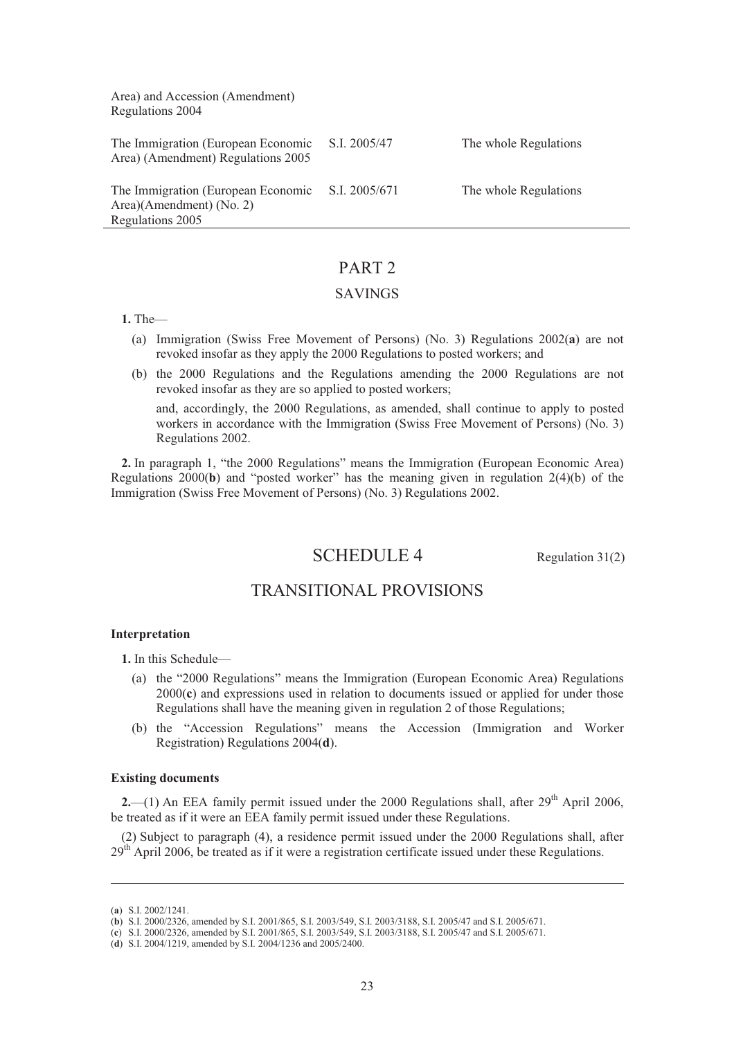| | | |
|---|---|---|
| Area) and Accession (Amendment) Regulations 2004 | | |
| The Immigration (European Economic Area) (Amendment) Regulations 2005 | S.I. 2005/47 | The whole Regulations |
| The Immigration (European Economic Area)(Amendment) (No. 2) Regulations 2005 | S.I. 2005/671 | The whole Regulations |

## PART 2

### SAVINGS

**1.** The—

(a) Immigration (Swiss Free Movement of Persons) (No. 3) Regulations 2002(**a**) are not revoked insofar as they apply the 2000 Regulations to posted workers; and

(b) the 2000 Regulations and the Regulations amending the 2000 Regulations are not revoked insofar as they are so applied to posted workers;

and, accordingly, the 2000 Regulations, as amended, shall continue to apply to posted workers in accordance with the Immigration (Swiss Free Movement of Persons) (No. 3) Regulations 2002.

**2.** In paragraph 1, "the 2000 Regulations" means the Immigration (European Economic Area) Regulations 2000(**b**) and "posted worker" has the meaning given in regulation 2(4)(b) of the Immigration (Swiss Free Movement of Persons) (No. 3) Regulations 2002.

# SCHEDULE 4

Regulation 31(2)

## TRANSITIONAL PROVISIONS

**Interpretation**

**1.** In this Schedule—

(a) the "2000 Regulations" means the Immigration (European Economic Area) Regulations 2000(**c**) and expressions used in relation to documents issued or applied for under those Regulations shall have the meaning given in regulation 2 of those Regulations;

(b) the "Accession Regulations" means the Accession (Immigration and Worker Registration) Regulations 2004(**d**).

**Existing documents**

**2.**—(1) An EEA family permit issued under the 2000 Regulations shall, after 29th April 2006, be treated as if it were an EEA family permit issued under these Regulations.

(2) Subject to paragraph (4), a residence permit issued under the 2000 Regulations shall, after 29th April 2006, be treated as if it were a registration certificate issued under these Regulations.

---

(**a**) S.I. 2002/1241.

(**b**) S.I. 2000/2326, amended by S.I. 2001/865, S.I. 2003/549, S.I. 2003/3188, S.I. 2005/47 and S.I. 2005/671.

(**c**) S.I. 2000/2326, amended by S.I. 2001/865, S.I. 2003/549, S.I. 2003/3188, S.I. 2005/47 and S.I. 2005/671.

(**d**) S.I. 2004/1219, amended by S.I. 2004/1236 and 2005/2400.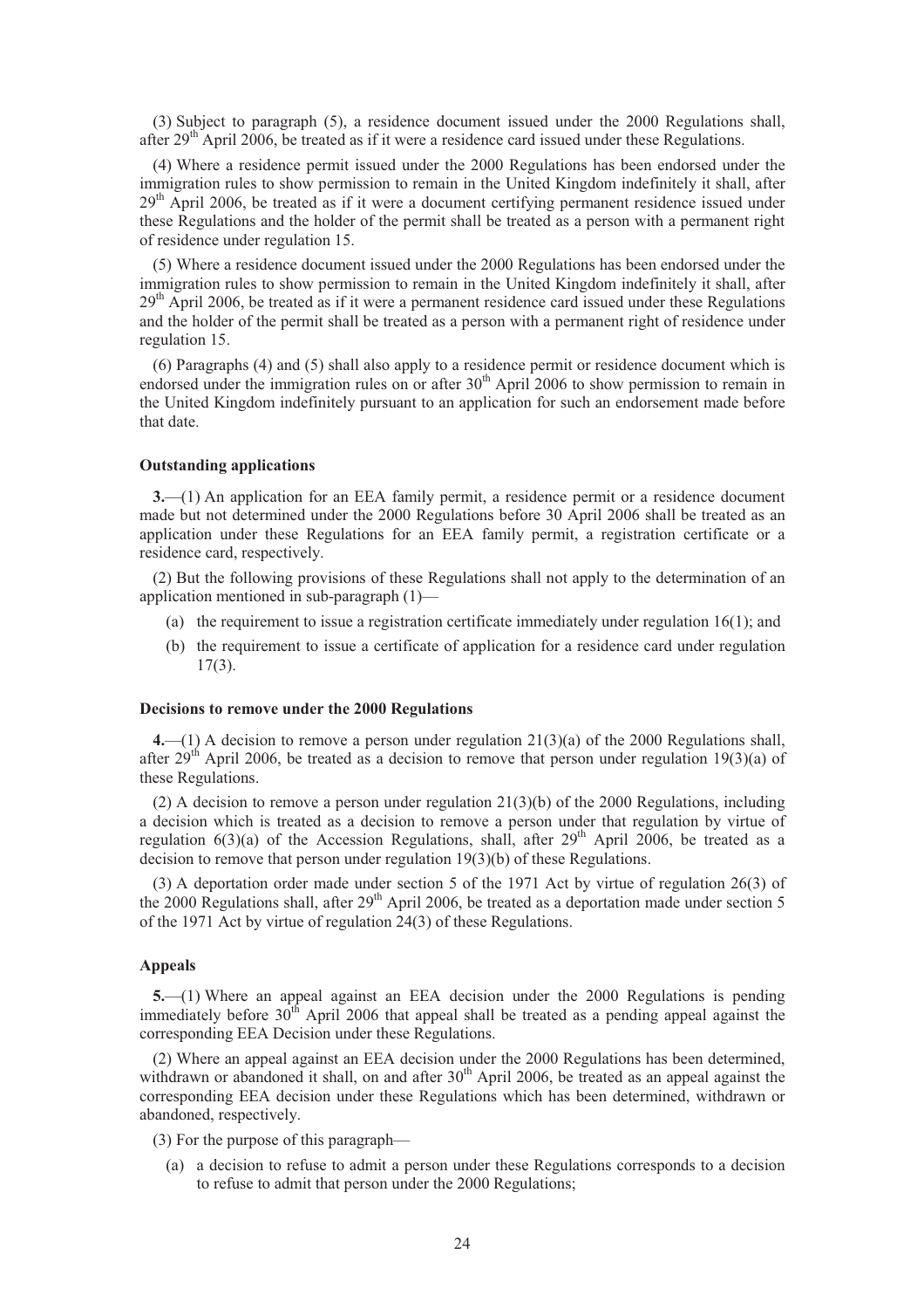(3) Subject to paragraph (5), a residence document issued under the 2000 Regulations shall, after 29th April 2006, be treated as if it were a residence card issued under these Regulations.

(4) Where a residence permit issued under the 2000 Regulations has been endorsed under the immigration rules to show permission to remain in the United Kingdom indefinitely it shall, after 29th April 2006, be treated as if it were a document certifying permanent residence issued under these Regulations and the holder of the permit shall be treated as a person with a permanent right of residence under regulation 15.

(5) Where a residence document issued under the 2000 Regulations has been endorsed under the immigration rules to show permission to remain in the United Kingdom indefinitely it shall, after 29th April 2006, be treated as if it were a permanent residence card issued under these Regulations and the holder of the permit shall be treated as a person with a permanent right of residence under regulation 15.

(6) Paragraphs (4) and (5) shall also apply to a residence permit or residence document which is endorsed under the immigration rules on or after 30th April 2006 to show permission to remain in the United Kingdom indefinitely pursuant to an application for such an endorsement made before that date.

**Outstanding applications**

**3.**—(1) An application for an EEA family permit, a residence permit or a residence document made but not determined under the 2000 Regulations before 30 April 2006 shall be treated as an application under these Regulations for an EEA family permit, a registration certificate or a residence card, respectively.

(2) But the following provisions of these Regulations shall not apply to the determination of an application mentioned in sub-paragraph (1)—

- (a) the requirement to issue a registration certificate immediately under regulation 16(1); and
- (b) the requirement to issue a certificate of application for a residence card under regulation 17(3).

**Decisions to remove under the 2000 Regulations**

**4.**—(1) A decision to remove a person under regulation 21(3)(a) of the 2000 Regulations shall, after 29th April 2006, be treated as a decision to remove that person under regulation 19(3)(a) of these Regulations.

(2) A decision to remove a person under regulation 21(3)(b) of the 2000 Regulations, including a decision which is treated as a decision to remove a person under that regulation by virtue of regulation 6(3)(a) of the Accession Regulations, shall, after 29th April 2006, be treated as a decision to remove that person under regulation 19(3)(b) of these Regulations.

(3) A deportation order made under section 5 of the 1971 Act by virtue of regulation 26(3) of the 2000 Regulations shall, after 29th April 2006, be treated as a deportation made under section 5 of the 1971 Act by virtue of regulation 24(3) of these Regulations.

**Appeals**

**5.**—(1) Where an appeal against an EEA decision under the 2000 Regulations is pending immediately before 30th April 2006 that appeal shall be treated as a pending appeal against the corresponding EEA Decision under these Regulations.

(2) Where an appeal against an EEA decision under the 2000 Regulations has been determined, withdrawn or abandoned it shall, on and after 30th April 2006, be treated as an appeal against the corresponding EEA decision under these Regulations which has been determined, withdrawn or abandoned, respectively.

(3) For the purpose of this paragraph—

- (a) a decision to refuse to admit a person under these Regulations corresponds to a decision to refuse to admit that person under the 2000 Regulations;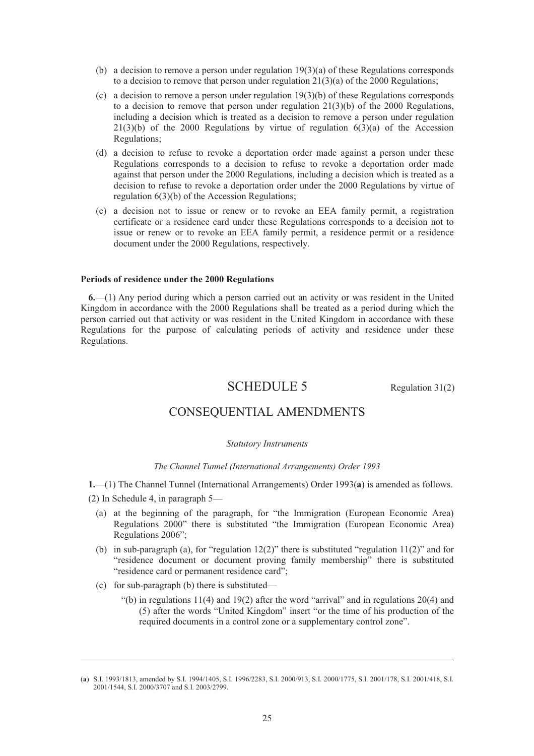(b) a decision to remove a person under regulation 19(3)(a) of these Regulations corresponds to a decision to remove that person under regulation 21(3)(a) of the 2000 Regulations;

(c) a decision to remove a person under regulation 19(3)(b) of these Regulations corresponds to a decision to remove that person under regulation 21(3)(b) of the 2000 Regulations, including a decision which is treated as a decision to remove a person under regulation 21(3)(b) of the 2000 Regulations by virtue of regulation 6(3)(a) of the Accession Regulations;

(d) a decision to refuse to revoke a deportation order made against a person under these Regulations corresponds to a decision to refuse to revoke a deportation order made against that person under the 2000 Regulations, including a decision which is treated as a decision to refuse to revoke a deportation order under the 2000 Regulations by virtue of regulation 6(3)(b) of the Accession Regulations;

(e) a decision not to issue or renew or to revoke an EEA family permit, a registration certificate or a residence card under these Regulations corresponds to a decision not to issue or renew or to revoke an EEA family permit, a residence permit or a residence document under the 2000 Regulations, respectively.

**Periods of residence under the 2000 Regulations**

**6.**—(1) Any period during which a person carried out an activity or was resident in the United Kingdom in accordance with the 2000 Regulations shall be treated as a period during which the person carried out that activity or was resident in the United Kingdom in accordance with these Regulations for the purpose of calculating periods of activity and residence under these Regulations.

# SCHEDULE 5

Regulation 31(2)

## CONSEQUENTIAL AMENDMENTS

*Statutory Instruments*

*The Channel Tunnel (International Arrangements) Order 1993*

**1.**—(1) The Channel Tunnel (International Arrangements) Order 1993(**a**) is amended as follows.

(2) In Schedule 4, in paragraph 5—

(a) at the beginning of the paragraph, for "the Immigration (European Economic Area) Regulations 2000" there is substituted "the Immigration (European Economic Area) Regulations 2006";

(b) in sub-paragraph (a), for "regulation 12(2)" there is substituted "regulation 11(2)" and for "residence document or document proving family membership" there is substituted "residence card or permanent residence card";

(c) for sub-paragraph (b) there is substituted—

"(b) in regulations 11(4) and 19(2) after the word "arrival" and in regulations 20(4) and (5) after the words "United Kingdom" insert "or the time of his production of the required documents in a control zone or a supplementary control zone".

---

(**a**) S.I. 1993/1813, amended by S.I. 1994/1405, S.I. 1996/2283, S.I. 2000/913, S.I. 2000/1775, S.I. 2001/178, S.I. 2001/418, S.I. 2001/1544, S.I. 2000/3707 and S.I. 2003/2799.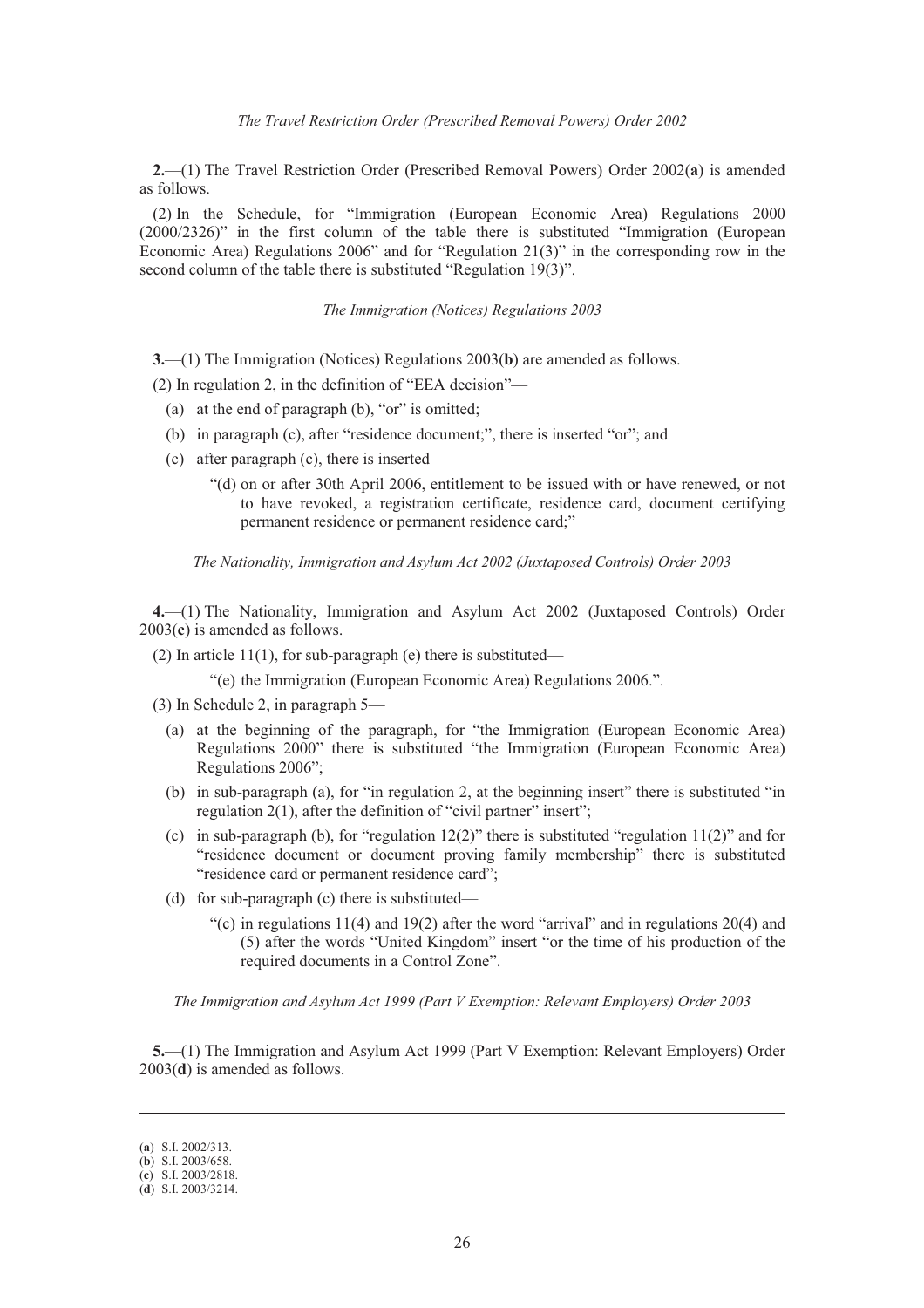*The Travel Restriction Order (Prescribed Removal Powers) Order 2002*

**2.**—(1) The Travel Restriction Order (Prescribed Removal Powers) Order 2002(**a**) is amended as follows.

(2) In the Schedule, for "Immigration (European Economic Area) Regulations 2000 (2000/2326)" in the first column of the table there is substituted "Immigration (European Economic Area) Regulations 2006" and for "Regulation 21(3)" in the corresponding row in the second column of the table there is substituted "Regulation 19(3)".

*The Immigration (Notices) Regulations 2003*

**3.**—(1) The Immigration (Notices) Regulations 2003(**b**) are amended as follows.

(2) In regulation 2, in the definition of "EEA decision"—

(a) at the end of paragraph (b), "or" is omitted;

(b) in paragraph (c), after "residence document;", there is inserted "or"; and

(c) after paragraph (c), there is inserted—

"(d) on or after 30th April 2006, entitlement to be issued with or have renewed, or not to have revoked, a registration certificate, residence card, document certifying permanent residence or permanent residence card;"

*The Nationality, Immigration and Asylum Act 2002 (Juxtaposed Controls) Order 2003*

**4.**—(1) The Nationality, Immigration and Asylum Act 2002 (Juxtaposed Controls) Order 2003(**c**) is amended as follows.

(2) In article 11(1), for sub-paragraph (e) there is substituted—

"(e) the Immigration (European Economic Area) Regulations 2006.".

(3) In Schedule 2, in paragraph 5—

(a) at the beginning of the paragraph, for "the Immigration (European Economic Area) Regulations 2000" there is substituted "the Immigration (European Economic Area) Regulations 2006";

(b) in sub-paragraph (a), for "in regulation 2, at the beginning insert" there is substituted "in regulation 2(1), after the definition of "civil partner" insert";

(c) in sub-paragraph (b), for "regulation 12(2)" there is substituted "regulation 11(2)" and for "residence document or document proving family membership" there is substituted "residence card or permanent residence card";

(d) for sub-paragraph (c) there is substituted—

"(c) in regulations 11(4) and 19(2) after the word "arrival" and in regulations 20(4) and (5) after the words "United Kingdom" insert "or the time of his production of the required documents in a Control Zone".

*The Immigration and Asylum Act 1999 (Part V Exemption: Relevant Employers) Order 2003*

**5.**—(1) The Immigration and Asylum Act 1999 (Part V Exemption: Relevant Employers) Order 2003(**d**) is amended as follows.

---

(**a**) S.I. 2002/313.
(**b**) S.I. 2003/658.
(**c**) S.I. 2003/2818.
(**d**) S.I. 2003/3214.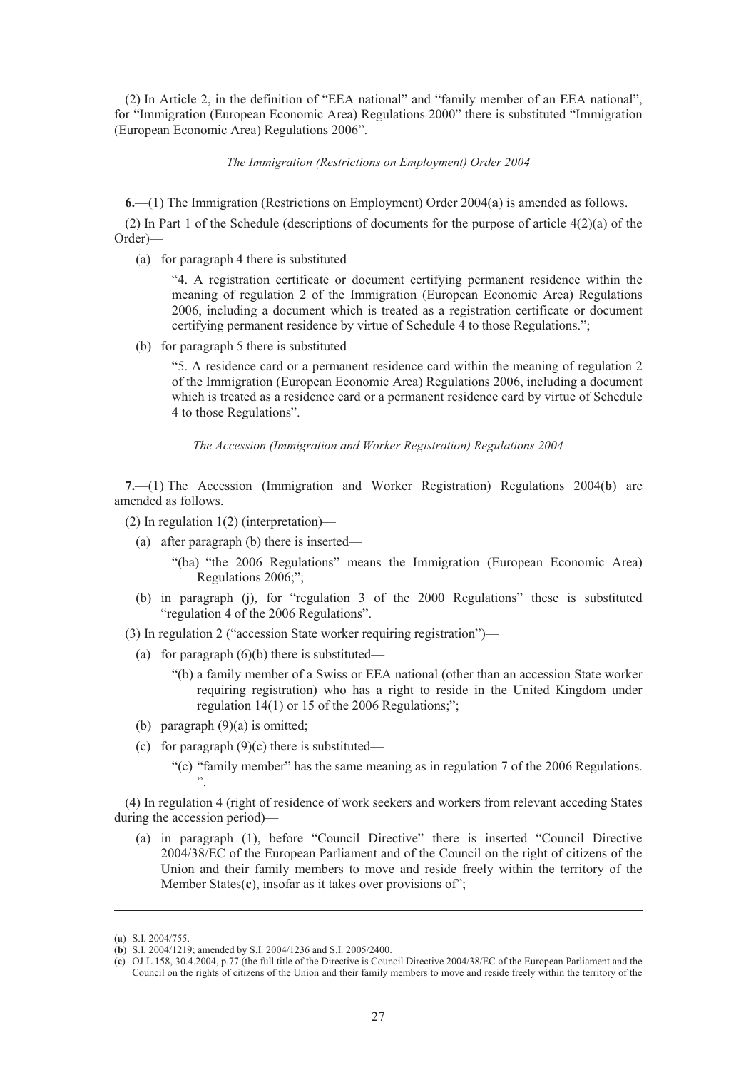(2) In Article 2, in the definition of "EEA national" and "family member of an EEA national", for "Immigration (European Economic Area) Regulations 2000" there is substituted "Immigration (European Economic Area) Regulations 2006".

*The Immigration (Restrictions on Employment) Order 2004*

**6.**—(1) The Immigration (Restrictions on Employment) Order 2004(**a**) is amended as follows.

(2) In Part 1 of the Schedule (descriptions of documents for the purpose of article 4(2)(a) of the Order)—

(a) for paragraph 4 there is substituted—

> "4. A registration certificate or document certifying permanent residence within the meaning of regulation 2 of the Immigration (European Economic Area) Regulations 2006, including a document which is treated as a registration certificate or document certifying permanent residence by virtue of Schedule 4 to those Regulations.";

(b) for paragraph 5 there is substituted—

> "5. A residence card or a permanent residence card within the meaning of regulation 2 of the Immigration (European Economic Area) Regulations 2006, including a document which is treated as a residence card or a permanent residence card by virtue of Schedule 4 to those Regulations".

*The Accession (Immigration and Worker Registration) Regulations 2004*

**7.**—(1) The Accession (Immigration and Worker Registration) Regulations 2004(**b**) are amended as follows.

(2) In regulation 1(2) (interpretation)—

(a) after paragraph (b) there is inserted—

> "(ba) "the 2006 Regulations" means the Immigration (European Economic Area) Regulations 2006;";

(b) in paragraph (j), for "regulation 3 of the 2000 Regulations" these is substituted "regulation 4 of the 2006 Regulations".

(3) In regulation 2 ("accession State worker requiring registration")—

(a) for paragraph (6)(b) there is substituted—

> "(b) a family member of a Swiss or EEA national (other than an accession State worker requiring registration) who has a right to reside in the United Kingdom under regulation 14(1) or 15 of the 2006 Regulations;";

(b) paragraph (9)(a) is omitted;

(c) for paragraph (9)(c) there is substituted—

> "(c) "family member" has the same meaning as in regulation 7 of the 2006 Regulations.".

(4) In regulation 4 (right of residence of work seekers and workers from relevant acceding States during the accession period)—

(a) in paragraph (1), before "Council Directive" there is inserted "Council Directive 2004/38/EC of the European Parliament and of the Council on the right of citizens of the Union and their family members to move and reside freely within the territory of the Member States(**c**), insofar as it takes over provisions of";

---

(**a**) S.I. 2004/755.

(**b**) S.I. 2004/1219; amended by S.I. 2004/1236 and S.I. 2005/2400.

(**c**) OJ L 158, 30.4.2004, p.77 (the full title of the Directive is Council Directive 2004/38/EC of the European Parliament and the Council on the rights of citizens of the Union and their family members to move and reside freely within the territory of the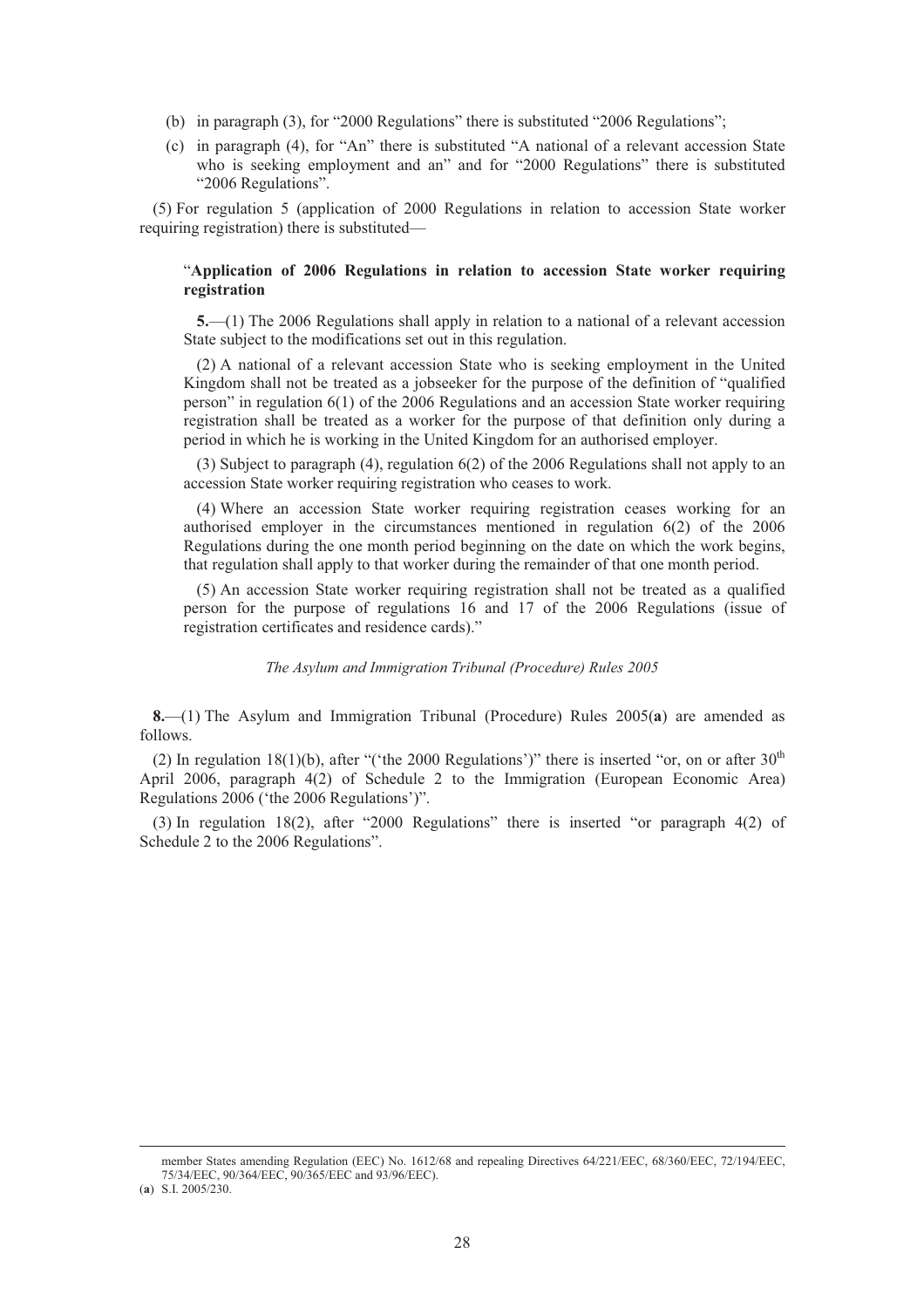(b) in paragraph (3), for "2000 Regulations" there is substituted "2006 Regulations";

(c) in paragraph (4), for "An" there is substituted "A national of a relevant accession State who is seeking employment and an" and for "2000 Regulations" there is substituted "2006 Regulations".

(5) For regulation 5 (application of 2000 Regulations in relation to accession State worker requiring registration) there is substituted—

"**Application of 2006 Regulations in relation to accession State worker requiring registration**

**5.**—(1) The 2006 Regulations shall apply in relation to a national of a relevant accession State subject to the modifications set out in this regulation.

(2) A national of a relevant accession State who is seeking employment in the United Kingdom shall not be treated as a jobseeker for the purpose of the definition of "qualified person" in regulation 6(1) of the 2006 Regulations and an accession State worker requiring registration shall be treated as a worker for the purpose of that definition only during a period in which he is working in the United Kingdom for an authorised employer.

(3) Subject to paragraph (4), regulation 6(2) of the 2006 Regulations shall not apply to an accession State worker requiring registration who ceases to work.

(4) Where an accession State worker requiring registration ceases working for an authorised employer in the circumstances mentioned in regulation 6(2) of the 2006 Regulations during the one month period beginning on the date on which the work begins, that regulation shall apply to that worker during the remainder of that one month period.

(5) An accession State worker requiring registration shall not be treated as a qualified person for the purpose of regulations 16 and 17 of the 2006 Regulations (issue of registration certificates and residence cards)."

*The Asylum and Immigration Tribunal (Procedure) Rules 2005*

**8.**—(1) The Asylum and Immigration Tribunal (Procedure) Rules 2005(**a**) are amended as follows.

(2) In regulation 18(1)(b), after "('the 2000 Regulations')" there is inserted "or, on or after 30th April 2006, paragraph 4(2) of Schedule 2 to the Immigration (European Economic Area) Regulations 2006 ('the 2006 Regulations')".

(3) In regulation 18(2), after "2000 Regulations" there is inserted "or paragraph 4(2) of Schedule 2 to the 2006 Regulations".

member States amending Regulation (EEC) No. 1612/68 and repealing Directives 64/221/EEC, 68/360/EEC, 72/194/EEC, 75/34/EEC, 90/364/EEC, 90/365/EEC and 93/96/EEC).

(**a**) S.I. 2005/230.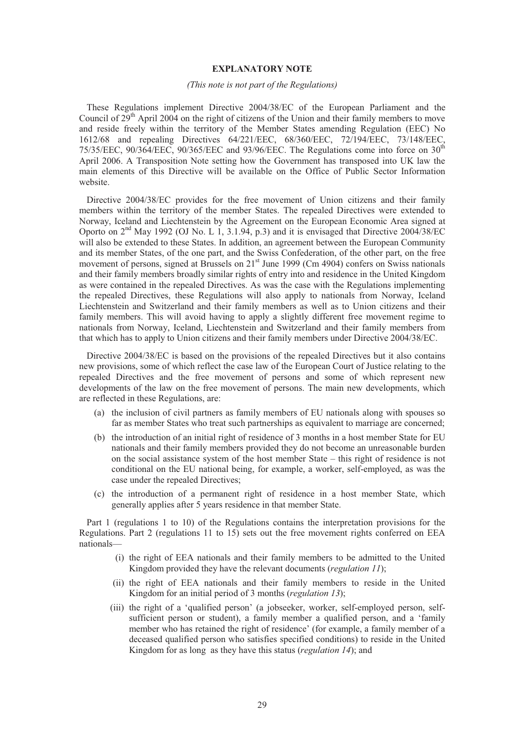## EXPLANATORY NOTE

*(This note is not part of the Regulations)*

These Regulations implement Directive 2004/38/EC of the European Parliament and the Council of 29th April 2004 on the right of citizens of the Union and their family members to move and reside freely within the territory of the Member States amending Regulation (EEC) No 1612/68 and repealing Directives 64/221/EEC, 68/360/EEC, 72/194/EEC, 73/148/EEC, 75/35/EEC, 90/364/EEC, 90/365/EEC and 93/96/EEC. The Regulations come into force on 30th April 2006. A Transposition Note setting how the Government has transposed into UK law the main elements of this Directive will be available on the Office of Public Sector Information website.

Directive 2004/38/EC provides for the free movement of Union citizens and their family members within the territory of the member States. The repealed Directives were extended to Norway, Iceland and Liechtenstein by the Agreement on the European Economic Area signed at Oporto on 2nd May 1992 (OJ No. L 1, 3.1.94, p.3) and it is envisaged that Directive 2004/38/EC will also be extended to these States. In addition, an agreement between the European Community and its member States, of the one part, and the Swiss Confederation, of the other part, on the free movement of persons, signed at Brussels on 21st June 1999 (Cm 4904) confers on Swiss nationals and their family members broadly similar rights of entry into and residence in the United Kingdom as were contained in the repealed Directives. As was the case with the Regulations implementing the repealed Directives, these Regulations will also apply to nationals from Norway, Iceland Liechtenstein and Switzerland and their family members as well as to Union citizens and their family members. This will avoid having to apply a slightly different free movement regime to nationals from Norway, Iceland, Liechtenstein and Switzerland and their family members from that which has to apply to Union citizens and their family members under Directive 2004/38/EC.

Directive 2004/38/EC is based on the provisions of the repealed Directives but it also contains new provisions, some of which reflect the case law of the European Court of Justice relating to the repealed Directives and the free movement of persons and some of which represent new developments of the law on the free movement of persons. The main new developments, which are reflected in these Regulations, are:

(a) the inclusion of civil partners as family members of EU nationals along with spouses so far as member States who treat such partnerships as equivalent to marriage are concerned;

(b) the introduction of an initial right of residence of 3 months in a host member State for EU nationals and their family members provided they do not become an unreasonable burden on the social assistance system of the host member State – this right of residence is not conditional on the EU national being, for example, a worker, self-employed, as was the case under the repealed Directives;

(c) the introduction of a permanent right of residence in a host member State, which generally applies after 5 years residence in that member State.

Part 1 (regulations 1 to 10) of the Regulations contains the interpretation provisions for the Regulations. Part 2 (regulations 11 to 15) sets out the free movement rights conferred on EEA nationals—

(i) the right of EEA nationals and their family members to be admitted to the United Kingdom provided they have the relevant documents (*regulation 11*);

(ii) the right of EEA nationals and their family members to reside in the United Kingdom for an initial period of 3 months (*regulation 13*);

(iii) the right of a 'qualified person' (a jobseeker, worker, self-employed person, self-sufficient person or student), a family member a qualified person, and a 'family member who has retained the right of residence' (for example, a family member of a deceased qualified person who satisfies specified conditions) to reside in the United Kingdom for as long as they have this status (*regulation 14*); and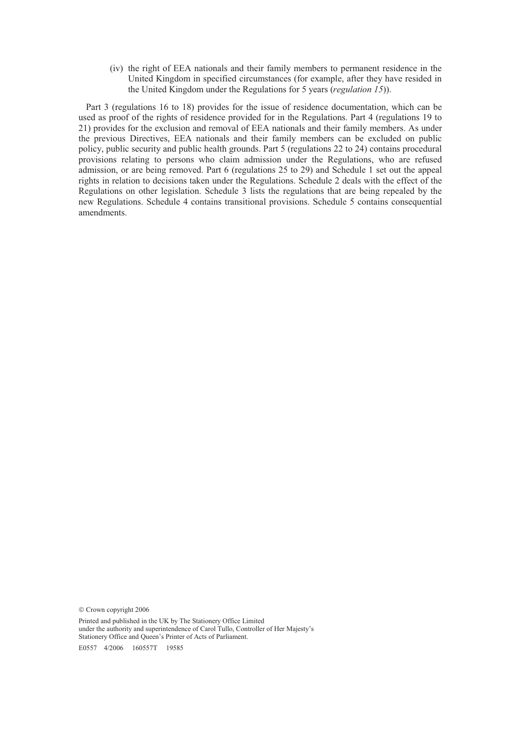(iv) the right of EEA nationals and their family members to permanent residence in the United Kingdom in specified circumstances (for example, after they have resided in the United Kingdom under the Regulations for 5 years (*regulation 15*)).

Part 3 (regulations 16 to 18) provides for the issue of residence documentation, which can be used as proof of the rights of residence provided for in the Regulations. Part 4 (regulations 19 to 21) provides for the exclusion and removal of EEA nationals and their family members. As under the previous Directives, EEA nationals and their family members can be excluded on public policy, public security and public health grounds. Part 5 (regulations 22 to 24) contains procedural provisions relating to persons who claim admission under the Regulations, who are refused admission, or are being removed. Part 6 (regulations 25 to 29) and Schedule 1 set out the appeal rights in relation to decisions taken under the Regulations. Schedule 2 deals with the effect of the Regulations on other legislation. Schedule 3 lists the regulations that are being repealed by the new Regulations. Schedule 4 contains transitional provisions. Schedule 5 contains consequential amendments.

© Crown copyright 2006

Printed and published in the UK by The Stationery Office Limited under the authority and superintendence of Carol Tullo, Controller of Her Majesty's Stationery Office and Queen's Printer of Acts of Parliament.

E0557 4/2006 160557T 19585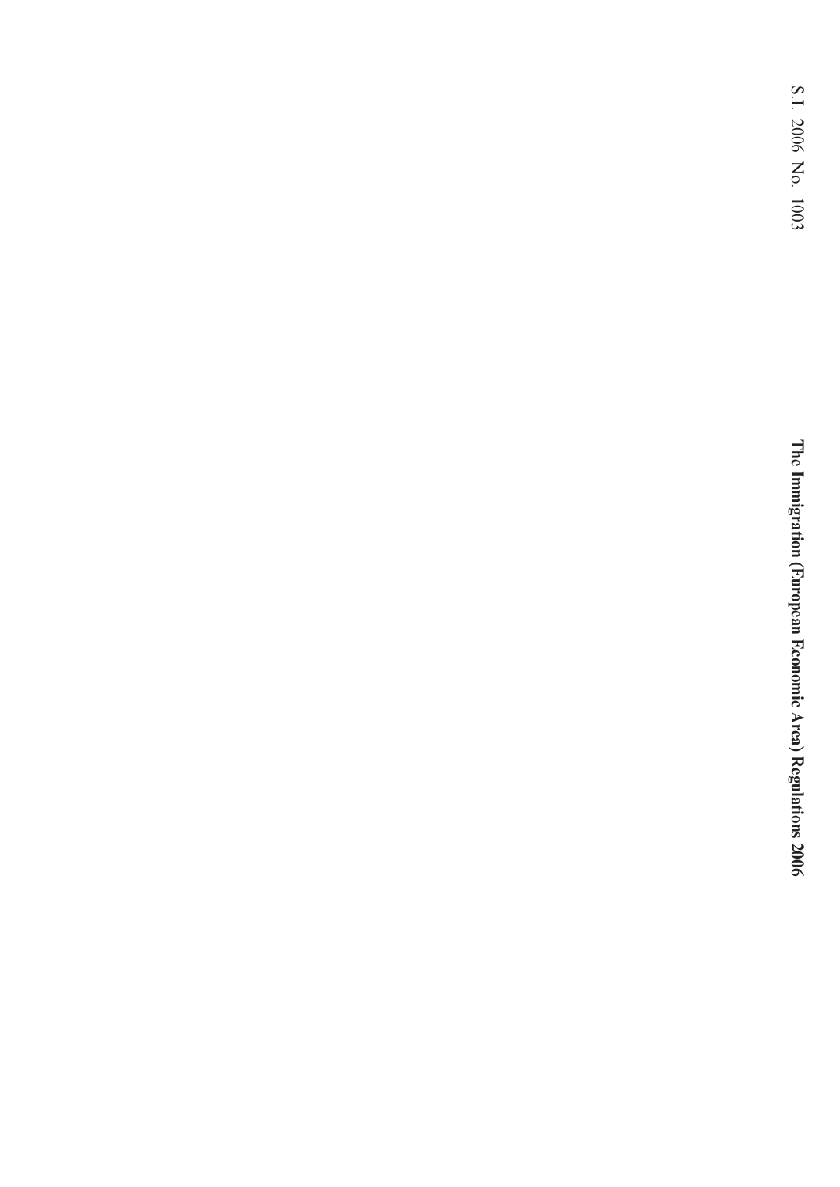S.I. 2006 No. 1003

**The Immigration (European Economic Area) Regulations 2006**